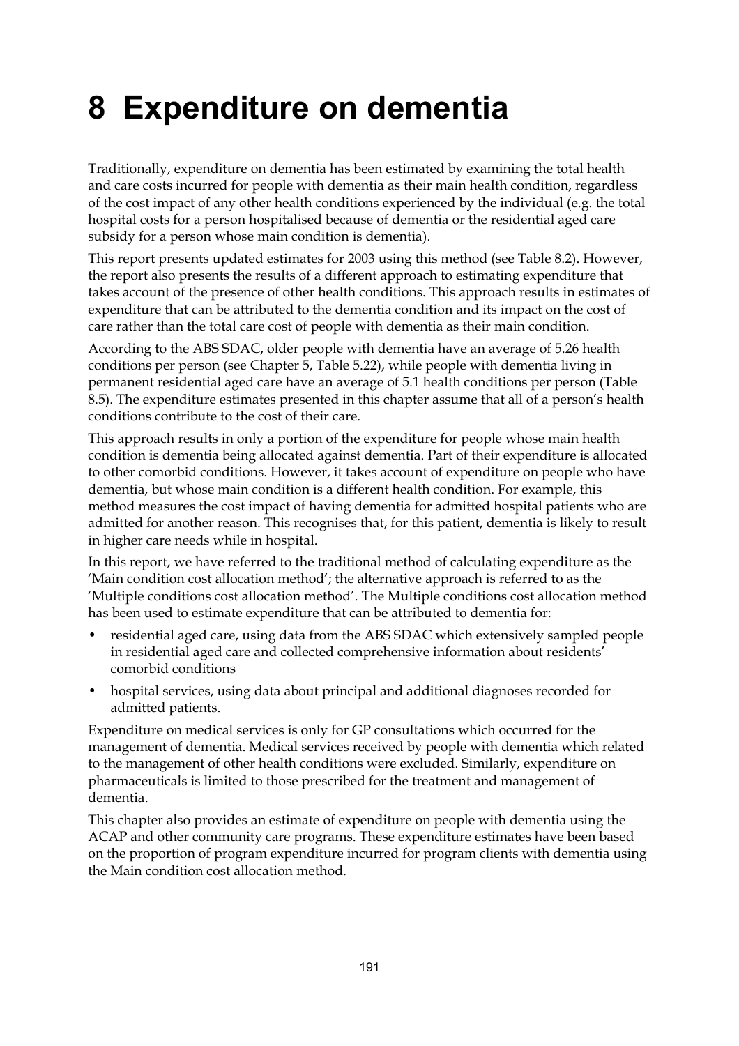# 8 Expenditure on dementia

Traditionally, expenditure on dementia has been estimated by examining the total health and care costs incurred for people with dementia as their main health condition, regardless of the cost impact of any other health conditions experienced by the individual (e.g. the total hospital costs for a person hospitalised because of dementia or the residential aged care subsidy for a person whose main condition is dementia).

This report presents updated estimates for 2003 using this method (see Table 8.2). However, the report also presents the results of a different approach to estimating expenditure that takes account of the presence of other health conditions. This approach results in estimates of expenditure that can be attributed to the dementia condition and its impact on the cost of care rather than the total care cost of people with dementia as their main condition.

According to the ABS SDAC, older people with dementia have an average of 5.26 health conditions per person (see Chapter 5, Table 5.22), while people with dementia living in permanent residential aged care have an average of 5.1 health conditions per person (Table 8.5). The expenditure estimates presented in this chapter assume that all of a person's health conditions contribute to the cost of their care.

This approach results in only a portion of the expenditure for people whose main health condition is dementia being allocated against dementia. Part of their expenditure is allocated to other comorbid conditions. However, it takes account of expenditure on people who have dementia, but whose main condition is a different health condition. For example, this method measures the cost impact of having dementia for admitted hospital patients who are admitted for another reason. This recognises that, for this patient, dementia is likely to result in higher care needs while in hospital.

In this report, we have referred to the traditional method of calculating expenditure as the 'Main condition cost allocation method'; the alternative approach is referred to as the 'Multiple conditions cost allocation method'. The Multiple conditions cost allocation method has been used to estimate expenditure that can be attributed to dementia for:

- residential aged care, using data from the ABS SDAC which extensively sampled people in residential aged care and collected comprehensive information about residents' comorbid conditions
- hospital services, using data about principal and additional diagnoses recorded for admitted patients.

Expenditure on medical services is only for GP consultations which occurred for the management of dementia. Medical services received by people with dementia which related to the management of other health conditions were excluded. Similarly, expenditure on pharmaceuticals is limited to those prescribed for the treatment and management of dementia.

This chapter also provides an estimate of expenditure on people with dementia using the ACAP and other community care programs. These expenditure estimates have been based on the proportion of program expenditure incurred for program clients with dementia using the Main condition cost allocation method.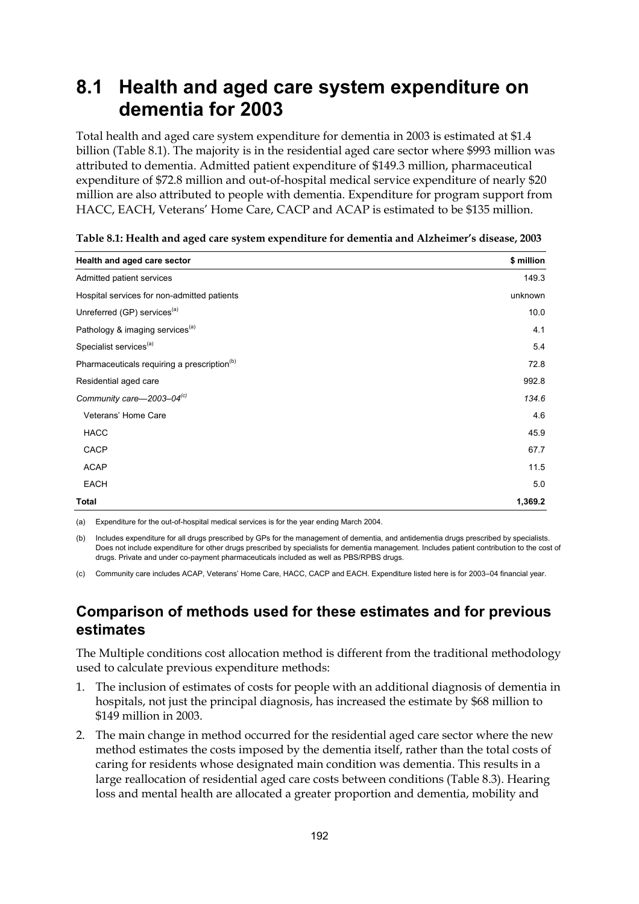# 8.1 Health and aged care system expenditure on dementia for 2003

Total health and aged care system expenditure for dementia in 2003 is estimated at $1.4 billion (Table 8.1). The majority is in the residential aged care sector where $993 million was attributed to dementia. Admitted patient expenditure of $149.3 million, pharmaceutical expenditure of $72.8 million and out-of-hospital medical service expenditure of nearly $20 million are also attributed to people with dementia. Expenditure for program support from HACC, EACH, Veterans' Home Care, CACP and ACAP is estimated to be $135 million.

**Table 8.1: Health and aged care system expenditure for dementia and Alzheimer's disease, 2003**

| Health and aged care sector | $ million |
|---|---|
| Admitted patient services | 149.3 |
| Hospital services for non-admitted patients | unknown |
| Unreferred (GP) services[(a)] | 10.0 |
| Pathology & imaging services[(a)] | 4.1 |
| Specialist services[(a)] | 5.4 |
| Pharmaceuticals requiring a prescription[(b)] | 72.8 |
| Residential aged care | 992.8 |
| *Community care—2003–04[(c)]* | *134.6* |
| Veterans' Home Care | 4.6 |
| HACC | 45.9 |
| CACP | 67.7 |
| ACAP | 11.5 |
| EACH | 5.0 |
| **Total** | **1,369.2** |

(a) Expenditure for the out-of-hospital medical services is for the year ending March 2004.

(b) Includes expenditure for all drugs prescribed by GPs for the management of dementia, and antidementia drugs prescribed by specialists. Does not include expenditure for other drugs prescribed by specialists for dementia management. Includes patient contribution to the cost of drugs. Private and under co-payment pharmaceuticals included as well as PBS/RPBS drugs.

(c) Community care includes ACAP, Veterans' Home Care, HACC, CACP and EACH. Expenditure listed here is for 2003–04 financial year.

## Comparison of methods used for these estimates and for previous estimates

The Multiple conditions cost allocation method is different from the traditional methodology used to calculate previous expenditure methods:

1. The inclusion of estimates of costs for people with an additional diagnosis of dementia in hospitals, not just the principal diagnosis, has increased the estimate by $68 million to $149 million in 2003.
2. The main change in method occurred for the residential aged care sector where the new method estimates the costs imposed by the dementia itself, rather than the total costs of caring for residents whose designated main condition was dementia. This results in a large reallocation of residential aged care costs between conditions (Table 8.3). Hearing loss and mental health are allocated a greater proportion and dementia, mobility and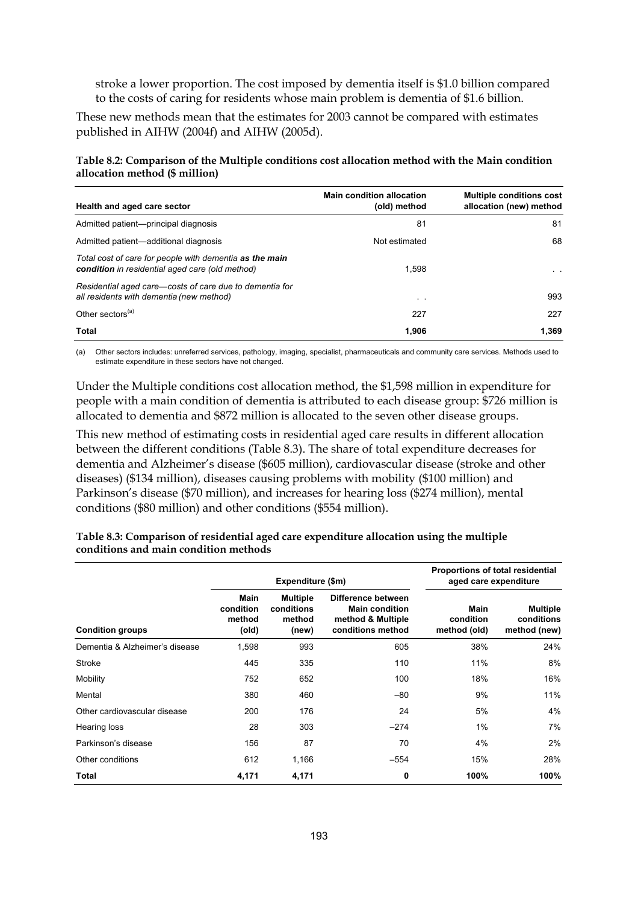stroke a lower proportion. The cost imposed by dementia itself is $1.0 billion compared to the costs of caring for residents whose main problem is dementia of $1.6 billion.

These new methods mean that the estimates for 2003 cannot be compared with estimates published in AIHW (2004f) and AIHW (2005d).

**Table 8.2: Comparison of the Multiple conditions cost allocation method with the Main condition allocation method ($ million)**

| Health and aged care sector | Main condition allocation (old) method | Multiple conditions cost allocation (new) method |
|---|---|---|
| Admitted patient—principal diagnosis | 81 | 81 |
| Admitted patient—additional diagnosis | Not estimated | 68 |
| *Total cost of care for people with dementia* ***as the main condition*** *in residential aged care (old method)* | 1,598 | . . |
| *Residential aged care—costs of care due to dementia for all residents with dementia (new method)* | . . | 993 |
| Other sectors[(a)] | 227 | 227 |
| **Total** | **1,906** | **1,369** |

(a) Other sectors includes: unreferred services, pathology, imaging, specialist, pharmaceuticals and community care services. Methods used to estimate expenditure in these sectors have not changed.

Under the Multiple conditions cost allocation method, the $1,598 million in expenditure for people with a main condition of dementia is attributed to each disease group: $726 million is allocated to dementia and $872 million is allocated to the seven other disease groups.

This new method of estimating costs in residential aged care results in different allocation between the different conditions (Table 8.3). The share of total expenditure decreases for dementia and Alzheimer's disease ($605 million), cardiovascular disease (stroke and other diseases) ($134 million), diseases causing problems with mobility ($100 million) and Parkinson's disease ($70 million), and increases for hearing loss ($274 million), mental conditions ($80 million) and other conditions ($554 million).

**Table 8.3: Comparison of residential aged care expenditure allocation using the multiple conditions and main condition methods**

| | Expenditure ($m) | | | Proportions of total residential aged care expenditure | |
|---|---|---|---|---|---|
| **Condition groups** | **Main condition method (old)** | **Multiple conditions method (new)** | **Difference between Main condition method & Multiple conditions method** | **Main condition method (old)** | **Multiple conditions method (new)** |
| Dementia & Alzheimer's disease | 1,598 | 993 | 605 | 38% | 24% |
| Stroke | 445 | 335 | 110 | 11% | 8% |
| Mobility | 752 | 652 | 100 | 18% | 16% |
| Mental | 380 | 460 | –80 | 9% | 11% |
| Other cardiovascular disease | 200 | 176 | 24 | 5% | 4% |
| Hearing loss | 28 | 303 | –274 | 1% | 7% |
| Parkinson's disease | 156 | 87 | 70 | 4% | 2% |
| Other conditions | 612 | 1,166 | –554 | 15% | 28% |
| **Total** | **4,171** | **4,171** | **0** | **100%** | **100%** |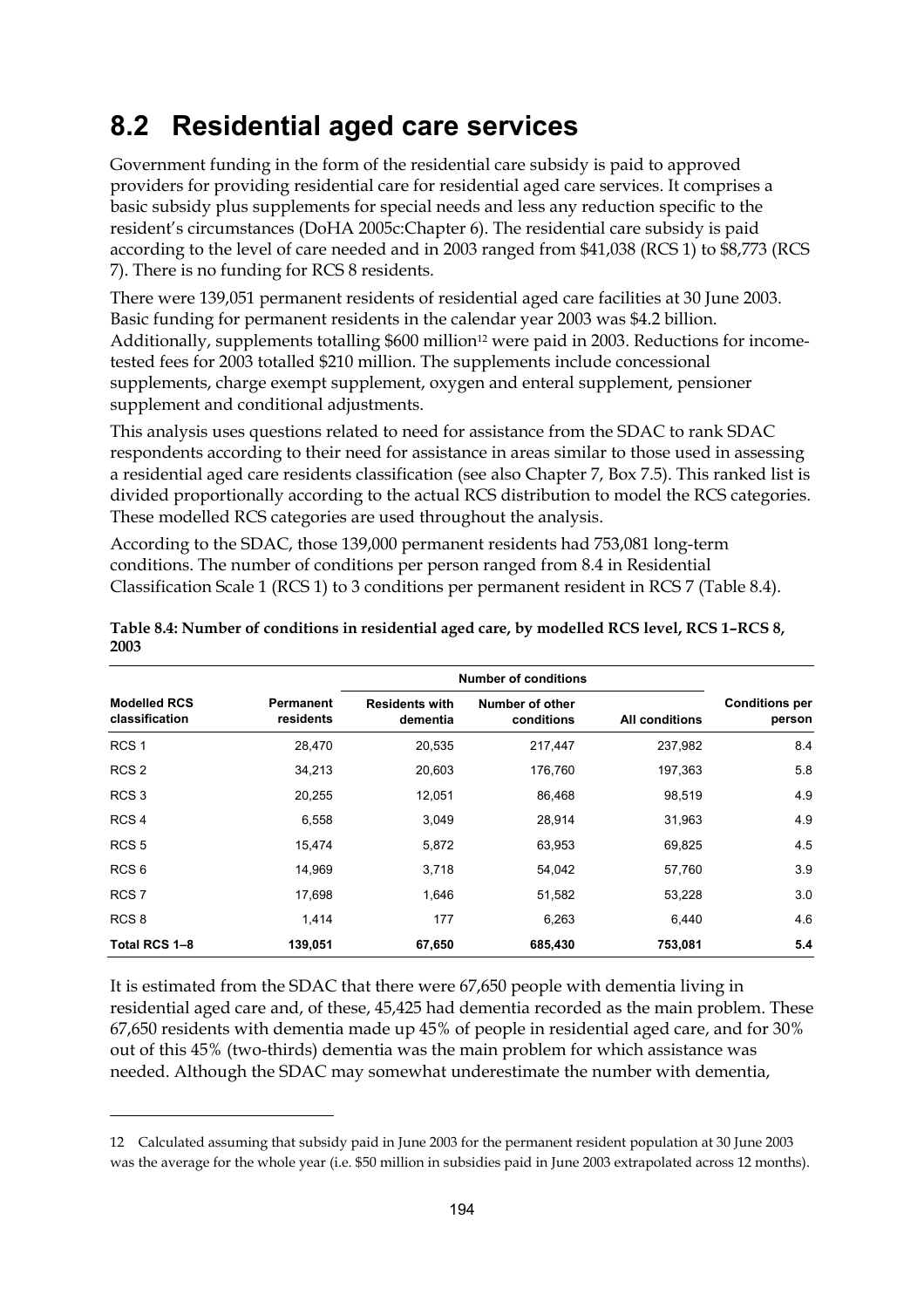## 8.2 Residential aged care services

Government funding in the form of the residential care subsidy is paid to approved providers for providing residential care for residential aged care services. It comprises a basic subsidy plus supplements for special needs and less any reduction specific to the resident's circumstances (DoHA 2005c:Chapter 6). The residential care subsidy is paid according to the level of care needed and in 2003 ranged from $41,038 (RCS 1) to $8,773 (RCS 7). There is no funding for RCS 8 residents.

There were 139,051 permanent residents of residential aged care facilities at 30 June 2003. Basic funding for permanent residents in the calendar year 2003 was $4.2 billion. Additionally, supplements totalling $600 million[12] were paid in 2003. Reductions for income-tested fees for 2003 totalled $210 million. The supplements include concessional supplements, charge exempt supplement, oxygen and enteral supplement, pensioner supplement and conditional adjustments.

This analysis uses questions related to need for assistance from the SDAC to rank SDAC respondents according to their need for assistance in areas similar to those used in assessing a residential aged care residents classification (see also Chapter 7, Box 7.5). This ranked list is divided proportionally according to the actual RCS distribution to model the RCS categories. These modelled RCS categories are used throughout the analysis.

According to the SDAC, those 139,000 permanent residents had 753,081 long-term conditions. The number of conditions per person ranged from 8.4 in Residential Classification Scale 1 (RCS 1) to 3 conditions per permanent resident in RCS 7 (Table 8.4).

**Table 8.4: Number of conditions in residential aged care, by modelled RCS level, RCS 1–RCS 8, 2003**

| | | Number of conditions | | | |
|---|---|---|---|---|---|
| Modelled RCS classification | Permanent residents | Residents with dementia | Number of other conditions | All conditions | Conditions per person |
| RCS 1 | 28,470 | 20,535 | 217,447 | 237,982 | 8.4 |
| RCS 2 | 34,213 | 20,603 | 176,760 | 197,363 | 5.8 |
| RCS 3 | 20,255 | 12,051 | 86,468 | 98,519 | 4.9 |
| RCS 4 | 6,558 | 3,049 | 28,914 | 31,963 | 4.9 |
| RCS 5 | 15,474 | 5,872 | 63,953 | 69,825 | 4.5 |
| RCS 6 | 14,969 | 3,718 | 54,042 | 57,760 | 3.9 |
| RCS 7 | 17,698 | 1,646 | 51,582 | 53,228 | 3.0 |
| RCS 8 | 1,414 | 177 | 6,263 | 6,440 | 4.6 |
| **Total RCS 1–8** | **139,051** | **67,650** | **685,430** | **753,081** | **5.4** |

It is estimated from the SDAC that there were 67,650 people with dementia living in residential aged care and, of these, 45,425 had dementia recorded as the main problem. These 67,650 residents with dementia made up 45% of people in residential aged care, and for 30% out of this 45% (two-thirds) dementia was the main problem for which assistance was needed. Although the SDAC may somewhat underestimate the number with dementia,

---

12 Calculated assuming that subsidy paid in June 2003 for the permanent resident population at 30 June 2003 was the average for the whole year (i.e. $50 million in subsidies paid in June 2003 extrapolated across 12 months).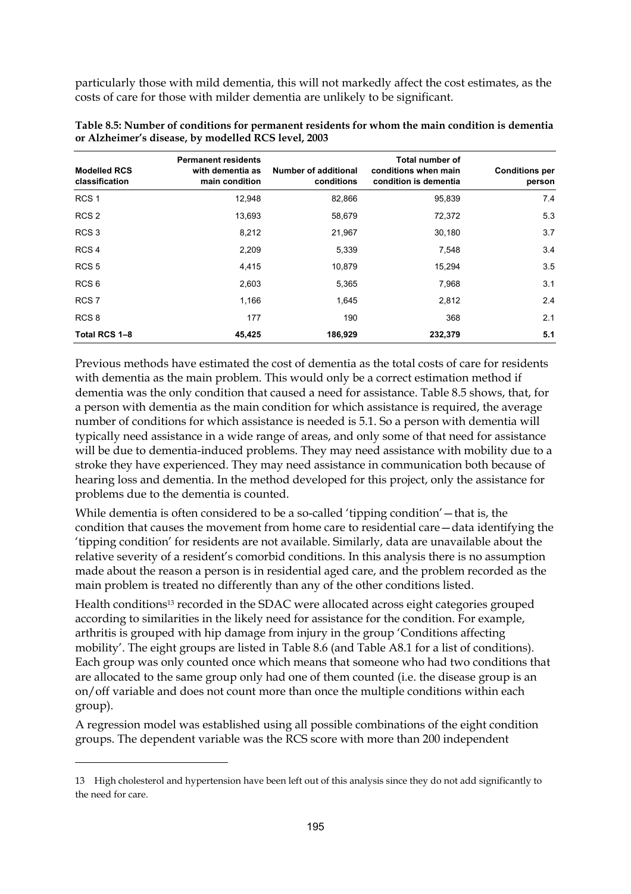particularly those with mild dementia, this will not markedly affect the cost estimates, as the costs of care for those with milder dementia are unlikely to be significant.

**Table 8.5: Number of conditions for permanent residents for whom the main condition is dementia or Alzheimer's disease, by modelled RCS level, 2003**

| Modelled RCS classification | Permanent residents with dementia as main condition | Number of additional conditions | Total number of conditions when main condition is dementia | Conditions per person |
|---|---|---|---|---|
| RCS 1 | 12,948 | 82,866 | 95,839 | 7.4 |
| RCS 2 | 13,693 | 58,679 | 72,372 | 5.3 |
| RCS 3 | 8,212 | 21,967 | 30,180 | 3.7 |
| RCS 4 | 2,209 | 5,339 | 7,548 | 3.4 |
| RCS 5 | 4,415 | 10,879 | 15,294 | 3.5 |
| RCS 6 | 2,603 | 5,365 | 7,968 | 3.1 |
| RCS 7 | 1,166 | 1,645 | 2,812 | 2.4 |
| RCS 8 | 177 | 190 | 368 | 2.1 |
| **Total RCS 1–8** | **45,425** | **186,929** | **232,379** | **5.1** |

Previous methods have estimated the cost of dementia as the total costs of care for residents with dementia as the main problem. This would only be a correct estimation method if dementia was the only condition that caused a need for assistance. Table 8.5 shows, that, for a person with dementia as the main condition for which assistance is required, the average number of conditions for which assistance is needed is 5.1. So a person with dementia will typically need assistance in a wide range of areas, and only some of that need for assistance will be due to dementia-induced problems. They may need assistance with mobility due to a stroke they have experienced. They may need assistance in communication both because of hearing loss and dementia. In the method developed for this project, only the assistance for problems due to the dementia is counted.

While dementia is often considered to be a so-called 'tipping condition'—that is, the condition that causes the movement from home care to residential care—data identifying the 'tipping condition' for residents are not available. Similarly, data are unavailable about the relative severity of a resident's comorbid conditions. In this analysis there is no assumption made about the reason a person is in residential aged care, and the problem recorded as the main problem is treated no differently than any of the other conditions listed.

Health conditions[13] recorded in the SDAC were allocated across eight categories grouped according to similarities in the likely need for assistance for the condition. For example, arthritis is grouped with hip damage from injury in the group 'Conditions affecting mobility'. The eight groups are listed in Table 8.6 (and Table A8.1 for a list of conditions). Each group was only counted once which means that someone who had two conditions that are allocated to the same group only had one of them counted (i.e. the disease group is an on/off variable and does not count more than once the multiple conditions within each group).

A regression model was established using all possible combinations of the eight condition groups. The dependent variable was the RCS score with more than 200 independent

---

13 High cholesterol and hypertension have been left out of this analysis since they do not add significantly to the need for care.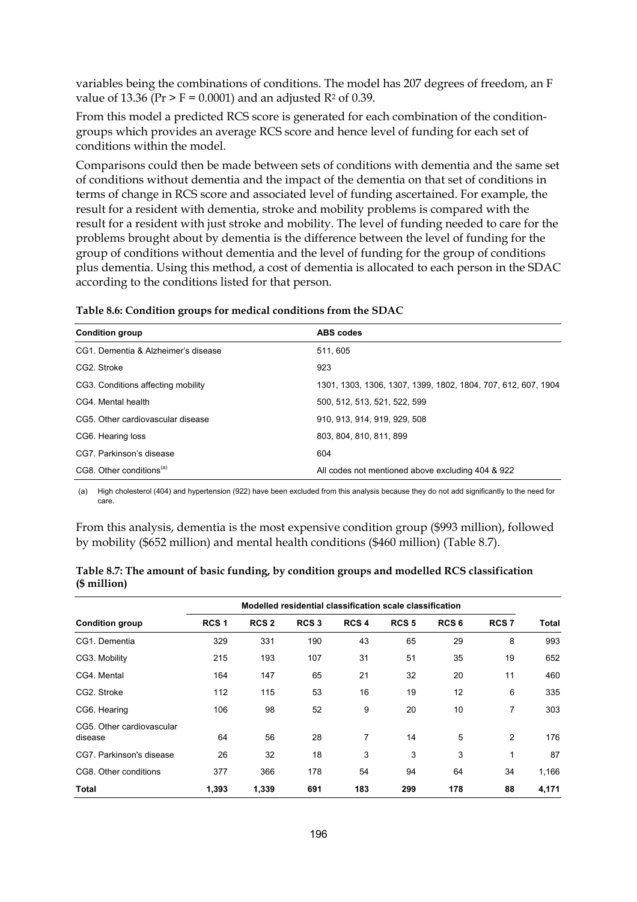variables being the combinations of conditions. The model has 207 degrees of freedom, an F value of 13.36 ($Pr > F = 0.0001$) and an adjusted $R^2$ of 0.39.

From this model a predicted RCS score is generated for each combination of the condition-groups which provides an average RCS score and hence level of funding for each set of conditions within the model.

Comparisons could then be made between sets of conditions with dementia and the same set of conditions without dementia and the impact of the dementia on that set of conditions in terms of change in RCS score and associated level of funding ascertained. For example, the result for a resident with dementia, stroke and mobility problems is compared with the result for a resident with just stroke and mobility. The level of funding needed to care for the problems brought about by dementia is the difference between the level of funding for the group of conditions without dementia and the level of funding for the group of conditions plus dementia. Using this method, a cost of dementia is allocated to each person in the SDAC according to the conditions listed for that person.

**Table 8.6: Condition groups for medical conditions from the SDAC**

| Condition group | ABS codes |
| --- | --- |
| CG1. Dementia & Alzheimer's disease | 511, 605 |
| CG2. Stroke | 923 |
| CG3. Conditions affecting mobility | 1301, 1303, 1306, 1307, 1399, 1802, 1804, 707, 612, 607, 1904 |
| CG4. Mental health | 500, 512, 513, 521, 522, 599 |
| CG5. Other cardiovascular disease | 910, 913, 914, 919, 929, 508 |
| CG6. Hearing loss | 803, 804, 810, 811, 899 |
| CG7. Parkinson's disease | 604 |
| CG8. Other conditions[(a)] | All codes not mentioned above excluding 404 & 922 |

(a) High cholesterol (404) and hypertension (922) have been excluded from this analysis because they do not add significantly to the need for care.

From this analysis, dementia is the most expensive condition group ($993 million), followed by mobility ($652 million) and mental health conditions ($460 million) (Table 8.7).

**Table 8.7: The amount of basic funding, by condition groups and modelled RCS classification ($ million)**

| | Modelled residential classification scale classification | | | | | | | |
| --- | --- | --- | --- | --- | --- | --- | --- | --- |
| **Condition group** | **RCS 1** | **RCS 2** | **RCS 3** | **RCS 4** | **RCS 5** | **RCS 6** | **RCS 7** | **Total** |
| CG1. Dementia | 329 | 331 | 190 | 43 | 65 | 29 | 8 | 993 |
| CG3. Mobility | 215 | 193 | 107 | 31 | 51 | 35 | 19 | 652 |
| CG4. Mental | 164 | 147 | 65 | 21 | 32 | 20 | 11 | 460 |
| CG2. Stroke | 112 | 115 | 53 | 16 | 19 | 12 | 6 | 335 |
| CG6. Hearing | 106 | 98 | 52 | 9 | 20 | 10 | 7 | 303 |
| CG5. Other cardiovascular disease | 64 | 56 | 28 | 7 | 14 | 5 | 2 | 176 |
| CG7. Parkinson's disease | 26 | 32 | 18 | 3 | 3 | 3 | 1 | 87 |
| CG8. Other conditions | 377 | 366 | 178 | 54 | 94 | 64 | 34 | 1,166 |
| **Total** | **1,393** | **1,339** | **691** | **183** | **299** | **178** | **88** | **4,171** |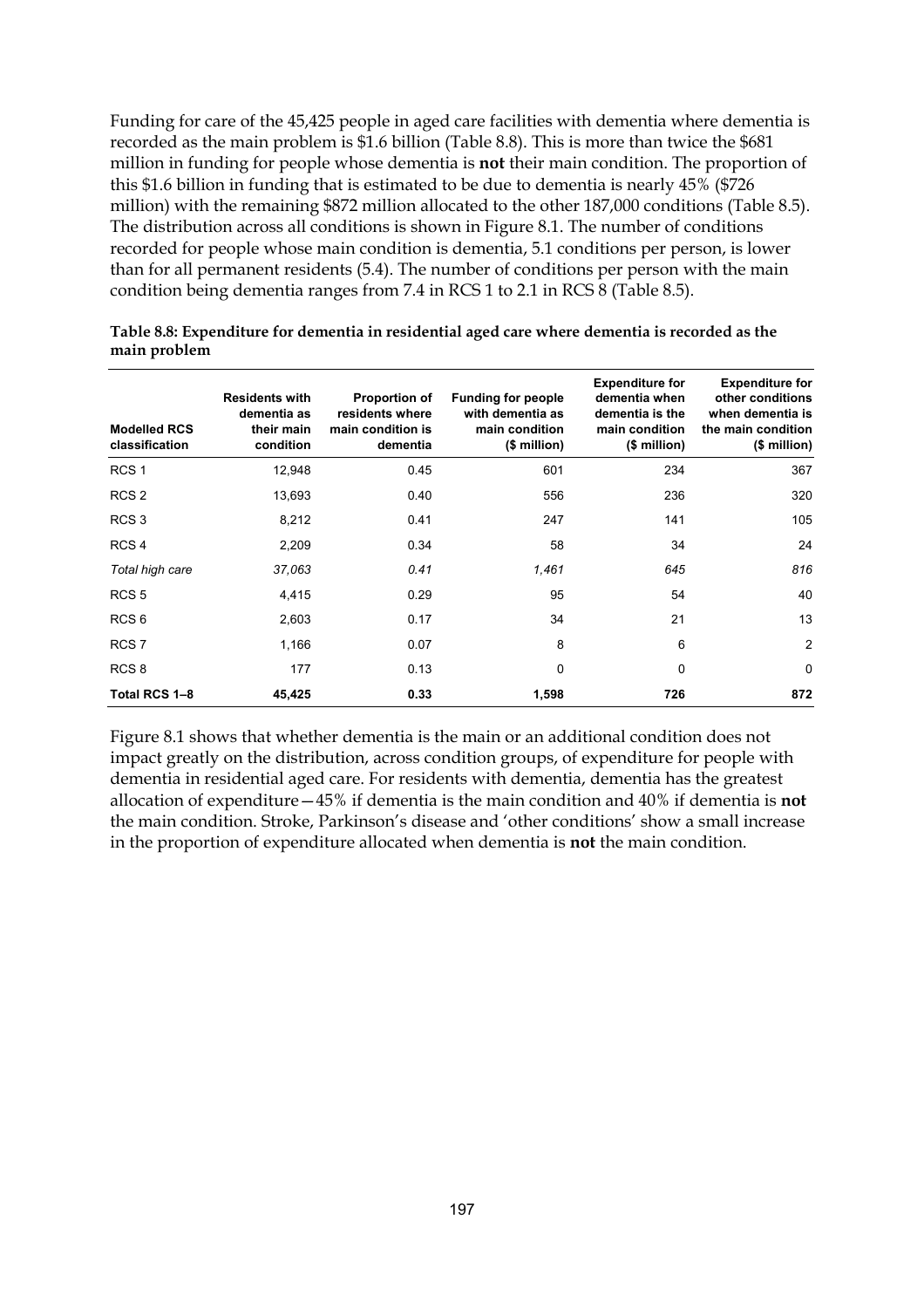Funding for care of the 45,425 people in aged care facilities with dementia where dementia is recorded as the main problem is $1.6 billion (Table 8.8). This is more than twice the $681 million in funding for people whose dementia is **not** their main condition. The proportion of this $1.6 billion in funding that is estimated to be due to dementia is nearly 45% ($726 million) with the remaining $872 million allocated to the other 187,000 conditions (Table 8.5). The distribution across all conditions is shown in Figure 8.1. The number of conditions recorded for people whose main condition is dementia, 5.1 conditions per person, is lower than for all permanent residents (5.4). The number of conditions per person with the main condition being dementia ranges from 7.4 in RCS 1 to 2.1 in RCS 8 (Table 8.5).

**Table 8.8: Expenditure for dementia in residential aged care where dementia is recorded as the main problem**

| Modelled RCS classification | Residents with dementia as their main condition | Proportion of residents where main condition is dementia | Funding for people with dementia as main condition ($ million) | Expenditure for dementia when dementia is the main condition ($ million) | Expenditure for other conditions when dementia is the main condition ($ million) |
|---|---|---|---|---|---|
| RCS 1 | 12,948 | 0.45 | 601 | 234 | 367 |
| RCS 2 | 13,693 | 0.40 | 556 | 236 | 320 |
| RCS 3 | 8,212 | 0.41 | 247 | 141 | 105 |
| RCS 4 | 2,209 | 0.34 | 58 | 34 | 24 |
| *Total high care* | *37,063* | *0.41* | *1,461* | *645* | *816* |
| RCS 5 | 4,415 | 0.29 | 95 | 54 | 40 |
| RCS 6 | 2,603 | 0.17 | 34 | 21 | 13 |
| RCS 7 | 1,166 | 0.07 | 8 | 6 | 2 |
| RCS 8 | 177 | 0.13 | 0 | 0 | 0 |
| **Total RCS 1–8** | **45,425** | **0.33** | **1,598** | **726** | **872** |

Figure 8.1 shows that whether dementia is the main or an additional condition does not impact greatly on the distribution, across condition groups, of expenditure for people with dementia in residential aged care. For residents with dementia, dementia has the greatest allocation of expenditure—45% if dementia is the main condition and 40% if dementia is **not** the main condition. Stroke, Parkinson's disease and 'other conditions' show a small increase in the proportion of expenditure allocated when dementia is **not** the main condition.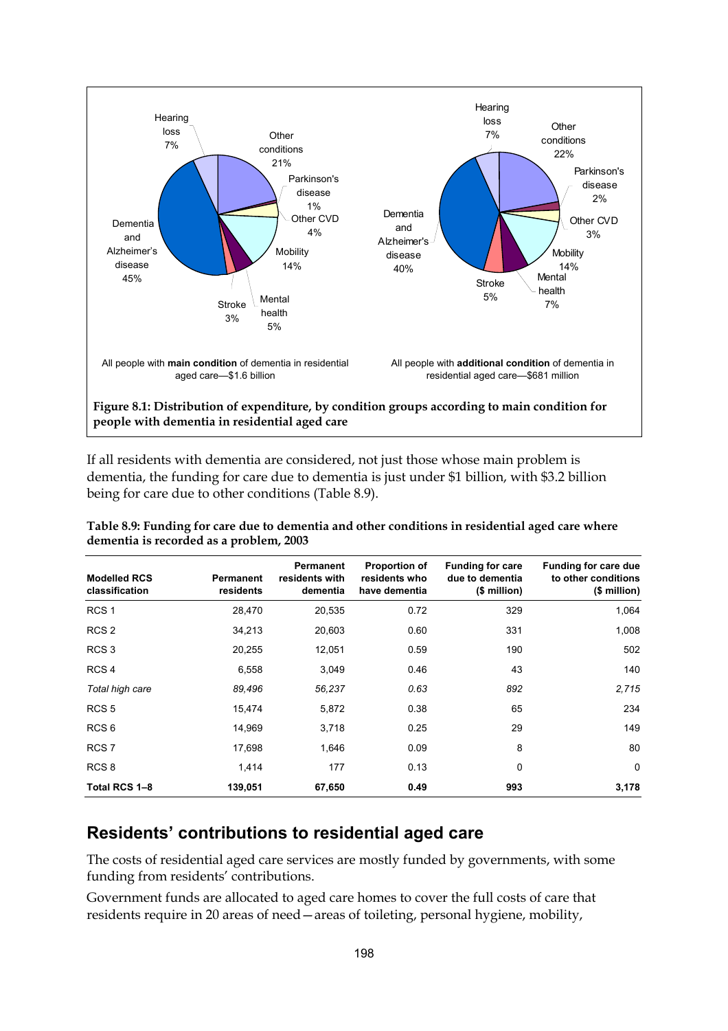All people with **main condition** of dementia in residential aged care—$1.6 billion

All people with **additional condition** of dementia in residential aged care—$681 million

**Figure 8.1: Distribution of expenditure, by condition groups according to main condition for people with dementia in residential aged care**

If all residents with dementia are considered, not just those whose main problem is dementia, the funding for care due to dementia is just under $1 billion, with $3.2 billion being for care due to other conditions (Table 8.9).

**Table 8.9: Funding for care due to dementia and other conditions in residential aged care where dementia is recorded as a problem, 2003**

| Modelled RCS classification | Permanent residents | Permanent residents with dementia | Proportion of residents who have dementia | Funding for care due to dementia ($ million) | Funding for care due to other conditions ($ million) |
|---|---|---|---|---|---|
| RCS 1 | 28,470 | 20,535 | 0.72 | 329 | 1,064 |
| RCS 2 | 34,213 | 20,603 | 0.60 | 331 | 1,008 |
| RCS 3 | 20,255 | 12,051 | 0.59 | 190 | 502 |
| RCS 4 | 6,558 | 3,049 | 0.46 | 43 | 140 |
| *Total high care* | *89,496* | *56,237* | *0.63* | *892* | *2,715* |
| RCS 5 | 15,474 | 5,872 | 0.38 | 65 | 234 |
| RCS 6 | 14,969 | 3,718 | 0.25 | 29 | 149 |
| RCS 7 | 17,698 | 1,646 | 0.09 | 8 | 80 |
| RCS 8 | 1,414 | 177 | 0.13 | 0 | 0 |
| **Total RCS 1–8** | **139,051** | **67,650** | **0.49** | **993** | **3,178** |

## Residents' contributions to residential aged care

The costs of residential aged care services are mostly funded by governments, with some funding from residents' contributions.

Government funds are allocated to aged care homes to cover the full costs of care that residents require in 20 areas of need—areas of toileting, personal hygiene, mobility,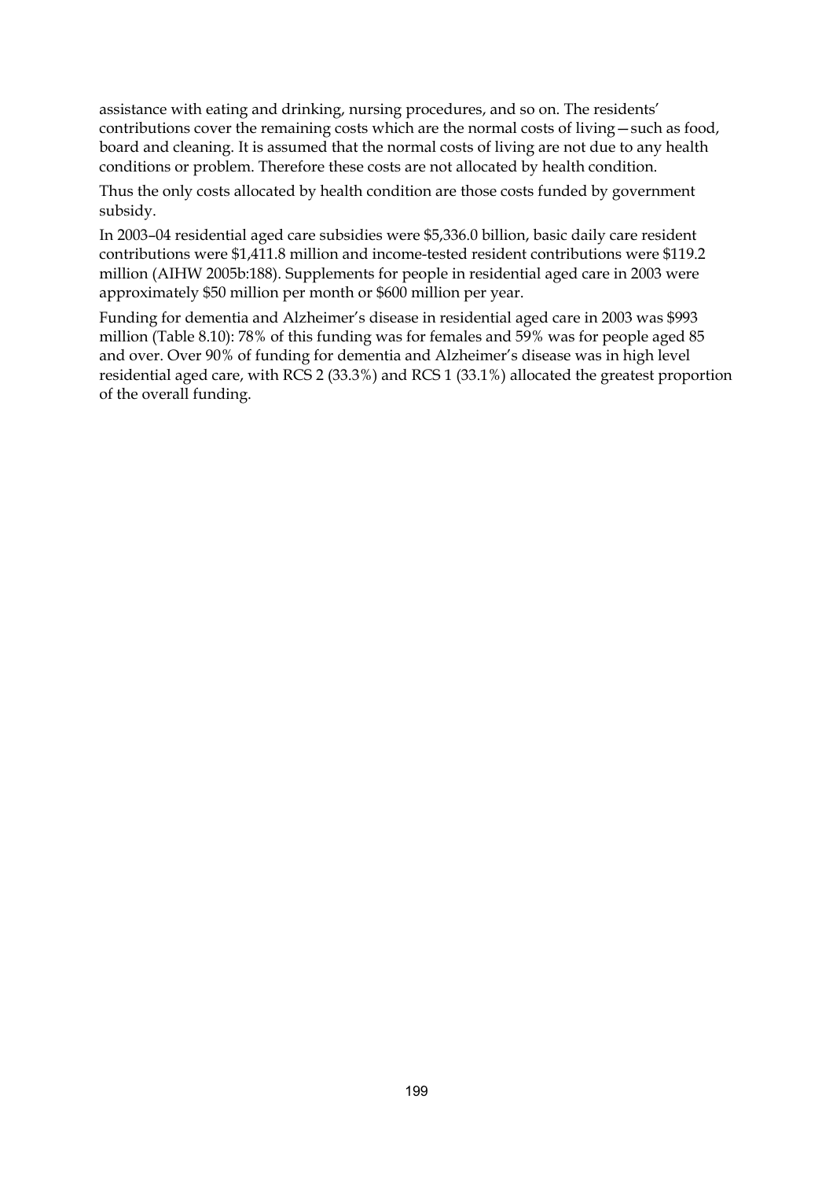assistance with eating and drinking, nursing procedures, and so on. The residents' contributions cover the remaining costs which are the normal costs of living—such as food, board and cleaning. It is assumed that the normal costs of living are not due to any health conditions or problem. Therefore these costs are not allocated by health condition.

Thus the only costs allocated by health condition are those costs funded by government subsidy.

In 2003–04 residential aged care subsidies were $5,336.0 billion, basic daily care resident contributions were $1,411.8 million and income-tested resident contributions were $119.2 million (AIHW 2005b:188). Supplements for people in residential aged care in 2003 were approximately $50 million per month or $600 million per year.

Funding for dementia and Alzheimer's disease in residential aged care in 2003 was $993 million (Table 8.10): 78% of this funding was for females and 59% was for people aged 85 and over. Over 90% of funding for dementia and Alzheimer's disease was in high level residential aged care, with RCS 2 (33.3%) and RCS 1 (33.1%) allocated the greatest proportion of the overall funding.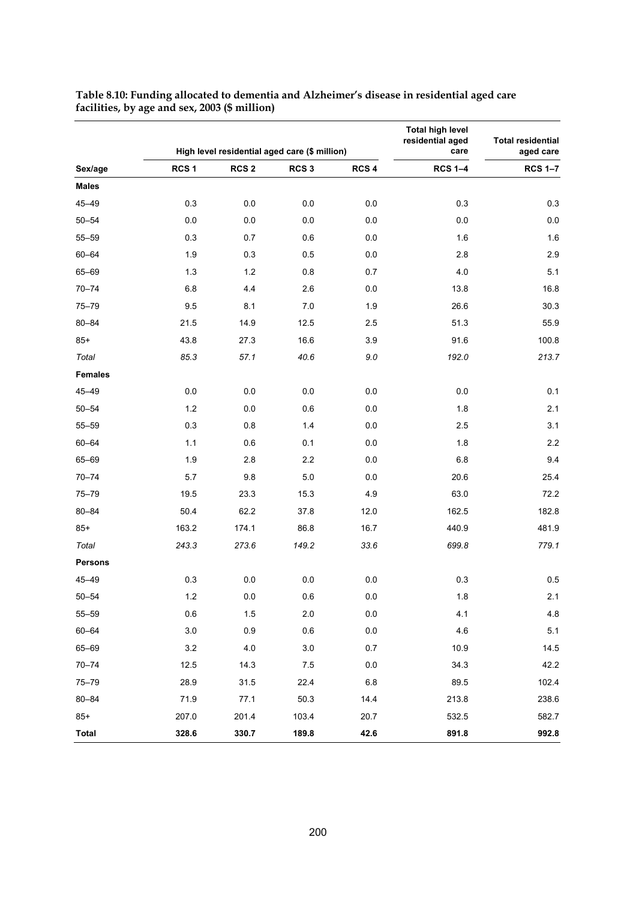**Table 8.10: Funding allocated to dementia and Alzheimer's disease in residential aged care facilities, by age and sex, 2003 ($ million)**

| | High level residential aged care ($ million) | | | | Total high level residential aged care | Total residential aged care |
|---|---|---|---|---|---|---|
| Sex/age | RCS 1 | RCS 2 | RCS 3 | RCS 4 | RCS 1–4 | RCS 1–7 |
| **Males** | | | | | | |
| 45–49 | 0.3 | 0.0 | 0.0 | 0.0 | 0.3 | 0.3 |
| 50–54 | 0.0 | 0.0 | 0.0 | 0.0 | 0.0 | 0.0 |
| 55–59 | 0.3 | 0.7 | 0.6 | 0.0 | 1.6 | 1.6 |
| 60–64 | 1.9 | 0.3 | 0.5 | 0.0 | 2.8 | 2.9 |
| 65–69 | 1.3 | 1.2 | 0.8 | 0.7 | 4.0 | 5.1 |
| 70–74 | 6.8 | 4.4 | 2.6 | 0.0 | 13.8 | 16.8 |
| 75–79 | 9.5 | 8.1 | 7.0 | 1.9 | 26.6 | 30.3 |
| 80–84 | 21.5 | 14.9 | 12.5 | 2.5 | 51.3 | 55.9 |
| 85+ | 43.8 | 27.3 | 16.6 | 3.9 | 91.6 | 100.8 |
| *Total* | *85.3* | *57.1* | *40.6* | *9.0* | *192.0* | *213.7* |
| **Females** | | | | | | |
| 45–49 | 0.0 | 0.0 | 0.0 | 0.0 | 0.0 | 0.1 |
| 50–54 | 1.2 | 0.0 | 0.6 | 0.0 | 1.8 | 2.1 |
| 55–59 | 0.3 | 0.8 | 1.4 | 0.0 | 2.5 | 3.1 |
| 60–64 | 1.1 | 0.6 | 0.1 | 0.0 | 1.8 | 2.2 |
| 65–69 | 1.9 | 2.8 | 2.2 | 0.0 | 6.8 | 9.4 |
| 70–74 | 5.7 | 9.8 | 5.0 | 0.0 | 20.6 | 25.4 |
| 75–79 | 19.5 | 23.3 | 15.3 | 4.9 | 63.0 | 72.2 |
| 80–84 | 50.4 | 62.2 | 37.8 | 12.0 | 162.5 | 182.8 |
| 85+ | 163.2 | 174.1 | 86.8 | 16.7 | 440.9 | 481.9 |
| *Total* | *243.3* | *273.6* | *149.2* | *33.6* | *699.8* | *779.1* |
| **Persons** | | | | | | |
| 45–49 | 0.3 | 0.0 | 0.0 | 0.0 | 0.3 | 0.5 |
| 50–54 | 1.2 | 0.0 | 0.6 | 0.0 | 1.8 | 2.1 |
| 55–59 | 0.6 | 1.5 | 2.0 | 0.0 | 4.1 | 4.8 |
| 60–64 | 3.0 | 0.9 | 0.6 | 0.0 | 4.6 | 5.1 |
| 65–69 | 3.2 | 4.0 | 3.0 | 0.7 | 10.9 | 14.5 |
| 70–74 | 12.5 | 14.3 | 7.5 | 0.0 | 34.3 | 42.2 |
| 75–79 | 28.9 | 31.5 | 22.4 | 6.8 | 89.5 | 102.4 |
| 80–84 | 71.9 | 77.1 | 50.3 | 14.4 | 213.8 | 238.6 |
| 85+ | 207.0 | 201.4 | 103.4 | 20.7 | 532.5 | 582.7 |
| **Total** | **328.6** | **330.7** | **189.8** | **42.6** | **891.8** | **992.8** |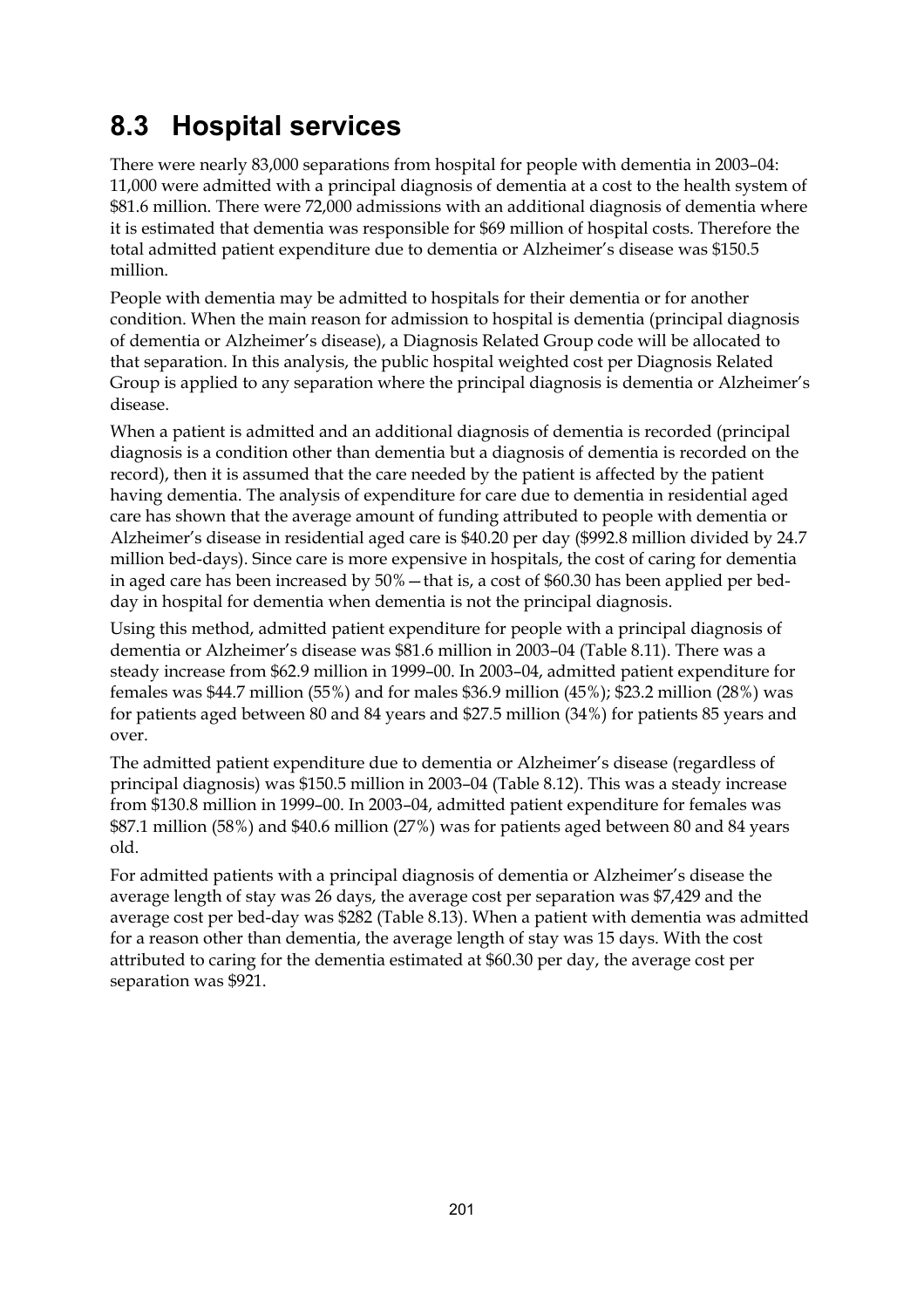## 8.3 Hospital services

There were nearly 83,000 separations from hospital for people with dementia in 2003–04: 11,000 were admitted with a principal diagnosis of dementia at a cost to the health system of $81.6 million. There were 72,000 admissions with an additional diagnosis of dementia where it is estimated that dementia was responsible for $69 million of hospital costs. Therefore the total admitted patient expenditure due to dementia or Alzheimer's disease was $150.5 million.

People with dementia may be admitted to hospitals for their dementia or for another condition. When the main reason for admission to hospital is dementia (principal diagnosis of dementia or Alzheimer's disease), a Diagnosis Related Group code will be allocated to that separation. In this analysis, the public hospital weighted cost per Diagnosis Related Group is applied to any separation where the principal diagnosis is dementia or Alzheimer's disease.

When a patient is admitted and an additional diagnosis of dementia is recorded (principal diagnosis is a condition other than dementia but a diagnosis of dementia is recorded on the record), then it is assumed that the care needed by the patient is affected by the patient having dementia. The analysis of expenditure for care due to dementia in residential aged care has shown that the average amount of funding attributed to people with dementia or Alzheimer's disease in residential aged care is $40.20 per day ($992.8 million divided by 24.7 million bed-days). Since care is more expensive in hospitals, the cost of caring for dementia in aged care has been increased by 50% — that is, a cost of $60.30 has been applied per bed-day in hospital for dementia when dementia is not the principal diagnosis.

Using this method, admitted patient expenditure for people with a principal diagnosis of dementia or Alzheimer's disease was $81.6 million in 2003–04 (Table 8.11). There was a steady increase from $62.9 million in 1999–00. In 2003–04, admitted patient expenditure for females was $44.7 million (55%) and for males $36.9 million (45%); $23.2 million (28%) was for patients aged between 80 and 84 years and $27.5 million (34%) for patients 85 years and over.

The admitted patient expenditure due to dementia or Alzheimer's disease (regardless of principal diagnosis) was $150.5 million in 2003–04 (Table 8.12). This was a steady increase from $130.8 million in 1999–00. In 2003–04, admitted patient expenditure for females was $87.1 million (58%) and $40.6 million (27%) was for patients aged between 80 and 84 years old.

For admitted patients with a principal diagnosis of dementia or Alzheimer's disease the average length of stay was 26 days, the average cost per separation was $7,429 and the average cost per bed-day was $282 (Table 8.13). When a patient with dementia was admitted for a reason other than dementia, the average length of stay was 15 days. With the cost attributed to caring for the dementia estimated at $60.30 per day, the average cost per separation was $921.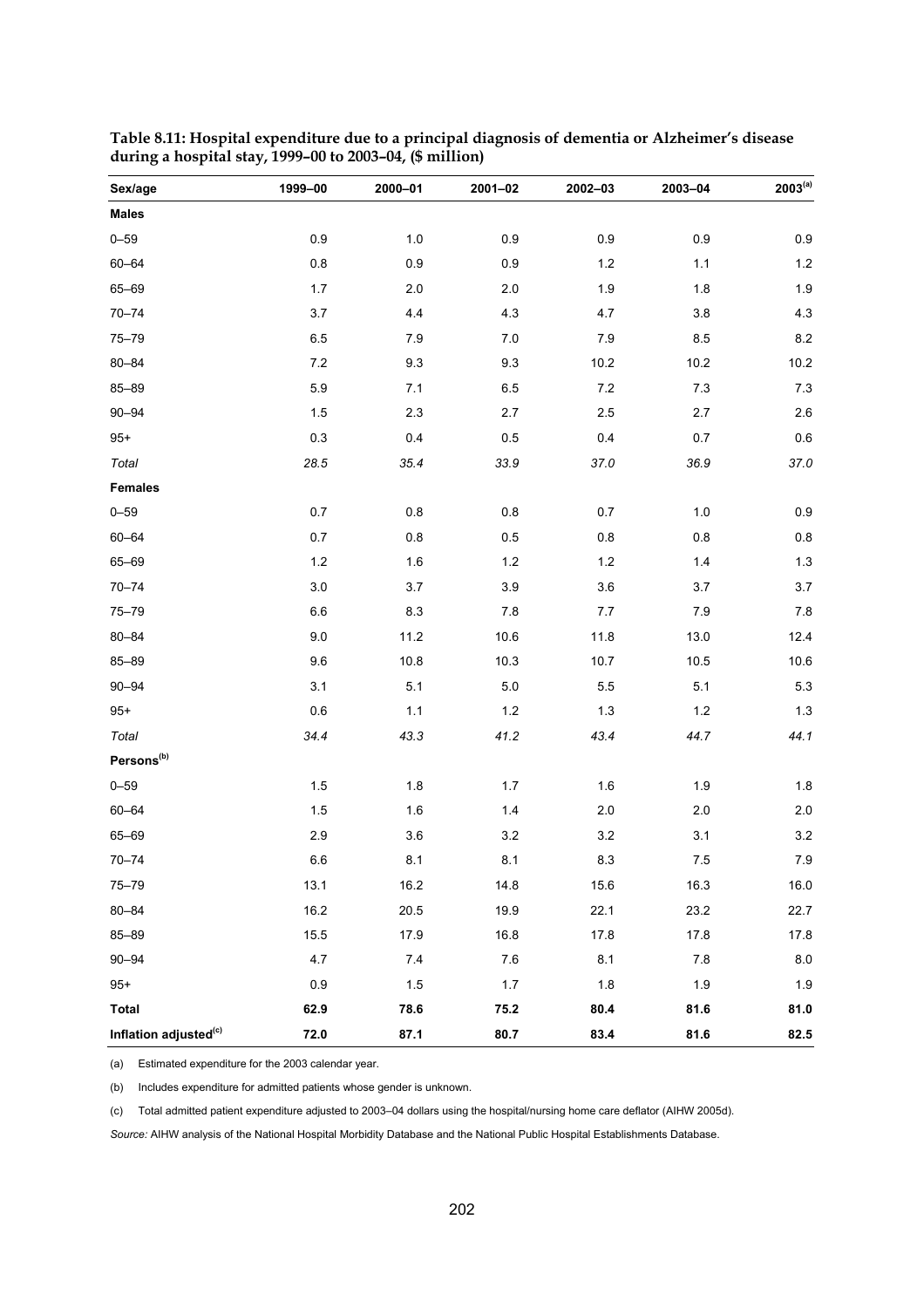**Table 8.11: Hospital expenditure due to a principal diagnosis of dementia or Alzheimer's disease during a hospital stay, 1999–00 to 2003–04, ($ million)**

| Sex/age | 1999–00 | 2000–01 | 2001–02 | 2002–03 | 2003–04 | 2003[(a)] |
|---|---|---|---|---|---|---|
| **Males** | | | | | | |
| 0–59 | 0.9 | 1.0 | 0.9 | 0.9 | 0.9 | 0.9 |
| 60–64 | 0.8 | 0.9 | 0.9 | 1.2 | 1.1 | 1.2 |
| 65–69 | 1.7 | 2.0 | 2.0 | 1.9 | 1.8 | 1.9 |
| 70–74 | 3.7 | 4.4 | 4.3 | 4.7 | 3.8 | 4.3 |
| 75–79 | 6.5 | 7.9 | 7.0 | 7.9 | 8.5 | 8.2 |
| 80–84 | 7.2 | 9.3 | 9.3 | 10.2 | 10.2 | 10.2 |
| 85–89 | 5.9 | 7.1 | 6.5 | 7.2 | 7.3 | 7.3 |
| 90–94 | 1.5 | 2.3 | 2.7 | 2.5 | 2.7 | 2.6 |
| 95+ | 0.3 | 0.4 | 0.5 | 0.4 | 0.7 | 0.6 |
| *Total* | *28.5* | *35.4* | *33.9* | *37.0* | *36.9* | *37.0* |
| **Females** | | | | | | |
| 0–59 | 0.7 | 0.8 | 0.8 | 0.7 | 1.0 | 0.9 |
| 60–64 | 0.7 | 0.8 | 0.5 | 0.8 | 0.8 | 0.8 |
| 65–69 | 1.2 | 1.6 | 1.2 | 1.2 | 1.4 | 1.3 |
| 70–74 | 3.0 | 3.7 | 3.9 | 3.6 | 3.7 | 3.7 |
| 75–79 | 6.6 | 8.3 | 7.8 | 7.7 | 7.9 | 7.8 |
| 80–84 | 9.0 | 11.2 | 10.6 | 11.8 | 13.0 | 12.4 |
| 85–89 | 9.6 | 10.8 | 10.3 | 10.7 | 10.5 | 10.6 |
| 90–94 | 3.1 | 5.1 | 5.0 | 5.5 | 5.1 | 5.3 |
| 95+ | 0.6 | 1.1 | 1.2 | 1.3 | 1.2 | 1.3 |
| *Total* | *34.4* | *43.3* | *41.2* | *43.4* | *44.7* | *44.1* |
| **Persons[(b)]** | | | | | | |
| 0–59 | 1.5 | 1.8 | 1.7 | 1.6 | 1.9 | 1.8 |
| 60–64 | 1.5 | 1.6 | 1.4 | 2.0 | 2.0 | 2.0 |
| 65–69 | 2.9 | 3.6 | 3.2 | 3.2 | 3.1 | 3.2 |
| 70–74 | 6.6 | 8.1 | 8.1 | 8.3 | 7.5 | 7.9 |
| 75–79 | 13.1 | 16.2 | 14.8 | 15.6 | 16.3 | 16.0 |
| 80–84 | 16.2 | 20.5 | 19.9 | 22.1 | 23.2 | 22.7 |
| 85–89 | 15.5 | 17.9 | 16.8 | 17.8 | 17.8 | 17.8 |
| 90–94 | 4.7 | 7.4 | 7.6 | 8.1 | 7.8 | 8.0 |
| 95+ | 0.9 | 1.5 | 1.7 | 1.8 | 1.9 | 1.9 |
| **Total** | **62.9** | **78.6** | **75.2** | **80.4** | **81.6** | **81.0** |
| **Inflation adjusted[(c)]** | **72.0** | **87.1** | **80.7** | **83.4** | **81.6** | **82.5** |

(a) Estimated expenditure for the 2003 calendar year.

(b) Includes expenditure for admitted patients whose gender is unknown.

(c) Total admitted patient expenditure adjusted to 2003–04 dollars using the hospital/nursing home care deflator (AIHW 2005d).

*Source:* AIHW analysis of the National Hospital Morbidity Database and the National Public Hospital Establishments Database.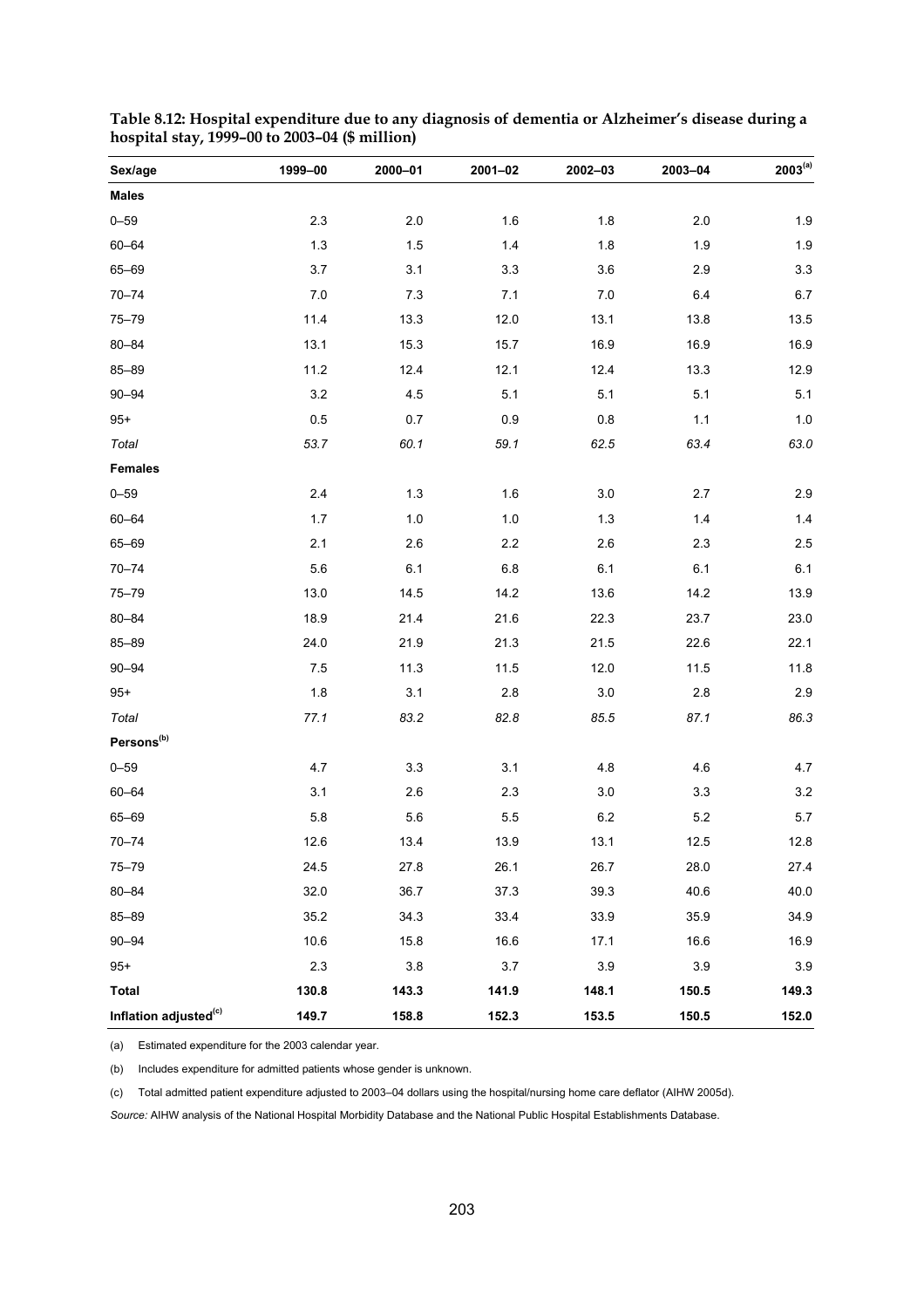**Table 8.12: Hospital expenditure due to any diagnosis of dementia or Alzheimer's disease during a hospital stay, 1999–00 to 2003–04 ($ million)**

| Sex/age | 1999–00 | 2000–01 | 2001–02 | 2002–03 | 2003–04 | 2003[(a)] |
|---|---|---|---|---|---|---|
| **Males** | | | | | | |
| 0–59 | 2.3 | 2.0 | 1.6 | 1.8 | 2.0 | 1.9 |
| 60–64 | 1.3 | 1.5 | 1.4 | 1.8 | 1.9 | 1.9 |
| 65–69 | 3.7 | 3.1 | 3.3 | 3.6 | 2.9 | 3.3 |
| 70–74 | 7.0 | 7.3 | 7.1 | 7.0 | 6.4 | 6.7 |
| 75–79 | 11.4 | 13.3 | 12.0 | 13.1 | 13.8 | 13.5 |
| 80–84 | 13.1 | 15.3 | 15.7 | 16.9 | 16.9 | 16.9 |
| 85–89 | 11.2 | 12.4 | 12.1 | 12.4 | 13.3 | 12.9 |
| 90–94 | 3.2 | 4.5 | 5.1 | 5.1 | 5.1 | 5.1 |
| 95+ | 0.5 | 0.7 | 0.9 | 0.8 | 1.1 | 1.0 |
| *Total* | *53.7* | *60.1* | *59.1* | *62.5* | *63.4* | *63.0* |
| **Females** | | | | | | |
| 0–59 | 2.4 | 1.3 | 1.6 | 3.0 | 2.7 | 2.9 |
| 60–64 | 1.7 | 1.0 | 1.0 | 1.3 | 1.4 | 1.4 |
| 65–69 | 2.1 | 2.6 | 2.2 | 2.6 | 2.3 | 2.5 |
| 70–74 | 5.6 | 6.1 | 6.8 | 6.1 | 6.1 | 6.1 |
| 75–79 | 13.0 | 14.5 | 14.2 | 13.6 | 14.2 | 13.9 |
| 80–84 | 18.9 | 21.4 | 21.6 | 22.3 | 23.7 | 23.0 |
| 85–89 | 24.0 | 21.9 | 21.3 | 21.5 | 22.6 | 22.1 |
| 90–94 | 7.5 | 11.3 | 11.5 | 12.0 | 11.5 | 11.8 |
| 95+ | 1.8 | 3.1 | 2.8 | 3.0 | 2.8 | 2.9 |
| *Total* | *77.1* | *83.2* | *82.8* | *85.5* | *87.1* | *86.3* |
| **Persons[(b)]** | | | | | | |
| 0–59 | 4.7 | 3.3 | 3.1 | 4.8 | 4.6 | 4.7 |
| 60–64 | 3.1 | 2.6 | 2.3 | 3.0 | 3.3 | 3.2 |
| 65–69 | 5.8 | 5.6 | 5.5 | 6.2 | 5.2 | 5.7 |
| 70–74 | 12.6 | 13.4 | 13.9 | 13.1 | 12.5 | 12.8 |
| 75–79 | 24.5 | 27.8 | 26.1 | 26.7 | 28.0 | 27.4 |
| 80–84 | 32.0 | 36.7 | 37.3 | 39.3 | 40.6 | 40.0 |
| 85–89 | 35.2 | 34.3 | 33.4 | 33.9 | 35.9 | 34.9 |
| 90–94 | 10.6 | 15.8 | 16.6 | 17.1 | 16.6 | 16.9 |
| 95+ | 2.3 | 3.8 | 3.7 | 3.9 | 3.9 | 3.9 |
| **Total** | **130.8** | **143.3** | **141.9** | **148.1** | **150.5** | **149.3** |
| **Inflation adjusted[(c)]** | **149.7** | **158.8** | **152.3** | **153.5** | **150.5** | **152.0** |

(a) Estimated expenditure for the 2003 calendar year.

(b) Includes expenditure for admitted patients whose gender is unknown.

(c) Total admitted patient expenditure adjusted to 2003–04 dollars using the hospital/nursing home care deflator (AIHW 2005d).

*Source:* AIHW analysis of the National Hospital Morbidity Database and the National Public Hospital Establishments Database.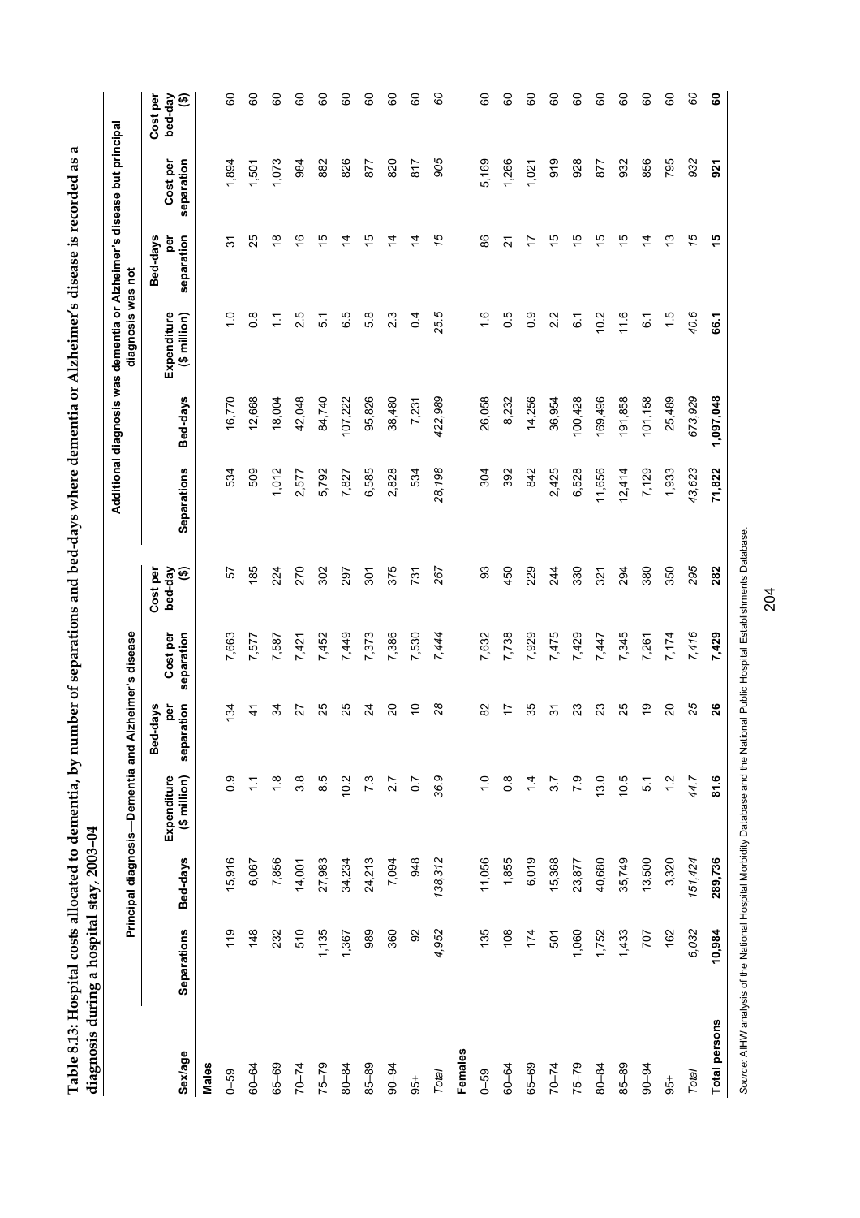**Table 8.13: Hospital costs allocated to dementia, by number of separations and bed-days where dementia or Alzheimer's disease is recorded as a diagnosis during a hospital stay, 2003–04**

| | Principal diagnosis—Dementia and Alzheimer's disease | | | | | | Additional diagnosis was dementia or Alzheimer's disease but principal diagnosis was not | | | | | |
|---|---|---|---|---|---|---|---|---|---|---|---|---|
| Sex/age | Separations | Bed-days | Expenditure ($ million) | Bed-days per separation | Cost per separation | Cost per bed-day ($) | Separations | Bed-days | Expenditure ($ million) | Bed-days per separation | Cost per separation | Cost per bed-day ($) |
| **Males** | | | | | | | | | | | | |
| 0–59 | 119 | 15,916 | 0.9 | 134 | 7,663 | 57 | 534 | 16,770 | 1.0 | 31 | 1,894 | 60 |
| 60–64 | 148 | 6,067 | 1.1 | 41 | 7,577 | 185 | 509 | 12,668 | 0.8 | 25 | 1,501 | 60 |
| 65–69 | 232 | 7,856 | 1.8 | 34 | 7,587 | 224 | 1,012 | 18,004 | 1.1 | 18 | 1,073 | 60 |
| 70–74 | 510 | 14,001 | 3.8 | 27 | 7,421 | 270 | 2,577 | 42,048 | 2.5 | 16 | 984 | 60 |
| 75–79 | 1,135 | 27,983 | 8.5 | 25 | 7,452 | 302 | 5,792 | 84,740 | 5.1 | 15 | 882 | 60 |
| 80–84 | 1,367 | 34,234 | 10.2 | 25 | 7,449 | 297 | 7,827 | 107,222 | 6.5 | 14 | 826 | 60 |
| 85–89 | 989 | 24,213 | 7.3 | 24 | 7,373 | 301 | 6,585 | 95,826 | 5.8 | 15 | 877 | 60 |
| 90–94 | 360 | 7,094 | 2.7 | 20 | 7,386 | 375 | 2,828 | 38,480 | 2.3 | 14 | 820 | 60 |
| 95+ | 92 | 948 | 0.7 | 10 | 7,530 | 731 | 534 | 7,231 | 0.4 | 14 | 817 | 60 |
| *Total* | *4,952* | *138,312* | *36.9* | *28* | *7,444* | *267* | *28,198* | *422,989* | *25.5* | *15* | *905* | *60* |
| **Females** | | | | | | | | | | | | |
| 0–59 | 135 | 11,056 | 1.0 | 82 | 7,632 | 93 | 304 | 26,058 | 1.6 | 86 | 5,169 | 60 |
| 60–64 | 108 | 1,855 | 0.8 | 17 | 7,738 | 450 | 392 | 8,232 | 0.5 | 21 | 1,266 | 60 |
| 65–69 | 174 | 6,019 | 1.4 | 35 | 7,929 | 229 | 842 | 14,256 | 0.9 | 17 | 1,021 | 60 |
| 70–74 | 501 | 15,368 | 3.7 | 31 | 7,475 | 244 | 2,425 | 36,954 | 2.2 | 15 | 919 | 60 |
| 75–79 | 1,060 | 23,877 | 7.9 | 23 | 7,429 | 330 | 6,528 | 100,428 | 6.1 | 15 | 928 | 60 |
| 80–84 | 1,752 | 40,680 | 13.0 | 23 | 7,447 | 321 | 11,656 | 169,496 | 10.2 | 15 | 877 | 60 |
| 85–89 | 1,433 | 35,749 | 10.5 | 25 | 7,345 | 294 | 12,414 | 191,858 | 11.6 | 15 | 932 | 60 |
| 90–94 | 707 | 13,500 | 5.1 | 19 | 7,261 | 380 | 7,129 | 101,158 | 6.1 | 14 | 856 | 60 |
| 95+ | 162 | 3,320 | 1.2 | 20 | 7,174 | 350 | 1,933 | 25,489 | 1.5 | 13 | 795 | 60 |
| *Total* | *6,032* | *151,424* | *44.7* | *25* | *7,416* | *295* | *43,623* | *673,929* | *40.6* | *15* | *932* | *60* |
| **Total persons** | **10,984** | **289,736** | **81.6** | **26** | **7,429** | **282** | **71,822** | **1,097,048** | **66.1** | **15** | **921** | **60** |

*Source:* AIHW analysis of the National Hospital Morbidity Database and the National Public Hospital Establishments Database.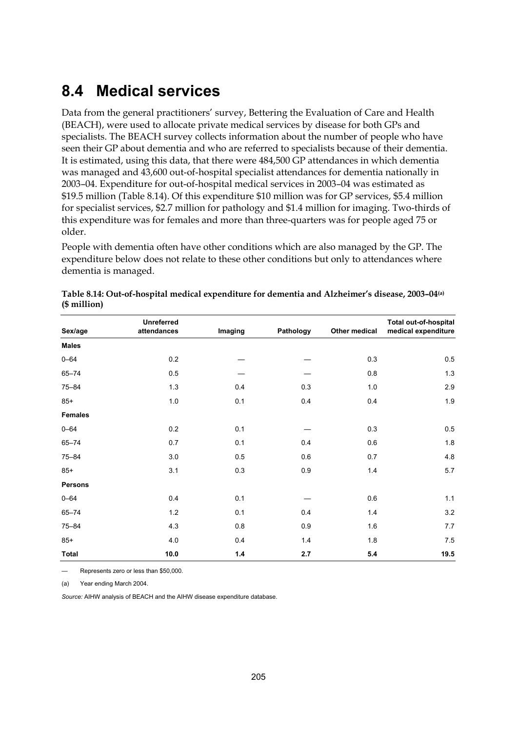## 8.4 Medical services

Data from the general practitioners' survey, Bettering the Evaluation of Care and Health (BEACH), were used to allocate private medical services by disease for both GPs and specialists. The BEACH survey collects information about the number of people who have seen their GP about dementia and who are referred to specialists because of their dementia. It is estimated, using this data, that there were 484,500 GP attendances in which dementia was managed and 43,600 out-of-hospital specialist attendances for dementia nationally in 2003–04. Expenditure for out-of-hospital medical services in 2003–04 was estimated as $19.5 million (Table 8.14). Of this expenditure $10 million was for GP services, $5.4 million for specialist services, $2.7 million for pathology and $1.4 million for imaging. Two-thirds of this expenditure was for females and more than three-quarters was for people aged 75 or older.

People with dementia often have other conditions which are also managed by the GP. The expenditure below does not relate to these other conditions but only to attendances where dementia is managed.

**Table 8.14: Out-of-hospital medical expenditure for dementia and Alzheimer's disease, 2003–04[(a)] ($ million)**

| Sex/age | Unreferred attendances | Imaging | Pathology | Other medical | Total out-of-hospital medical expenditure |
|---|---|---|---|---|---|
| **Males** | | | | | |
| 0–64 | 0.2 | — | — | 0.3 | 0.5 |
| 65–74 | 0.5 | — | — | 0.8 | 1.3 |
| 75–84 | 1.3 | 0.4 | 0.3 | 1.0 | 2.9 |
| 85+ | 1.0 | 0.1 | 0.4 | 0.4 | 1.9 |
| **Females** | | | | | |
| 0–64 | 0.2 | 0.1 | — | 0.3 | 0.5 |
| 65–74 | 0.7 | 0.1 | 0.4 | 0.6 | 1.8 |
| 75–84 | 3.0 | 0.5 | 0.6 | 0.7 | 4.8 |
| 85+ | 3.1 | 0.3 | 0.9 | 1.4 | 5.7 |
| **Persons** | | | | | |
| 0–64 | 0.4 | 0.1 | — | 0.6 | 1.1 |
| 65–74 | 1.2 | 0.1 | 0.4 | 1.4 | 3.2 |
| 75–84 | 4.3 | 0.8 | 0.9 | 1.6 | 7.7 |
| 85+ | 4.0 | 0.4 | 1.4 | 1.8 | 7.5 |
| **Total** | **10.0** | **1.4** | **2.7** | **5.4** | **19.5** |

— Represents zero or less than $50,000.

(a) Year ending March 2004.

*Source:* AIHW analysis of BEACH and the AIHW disease expenditure database.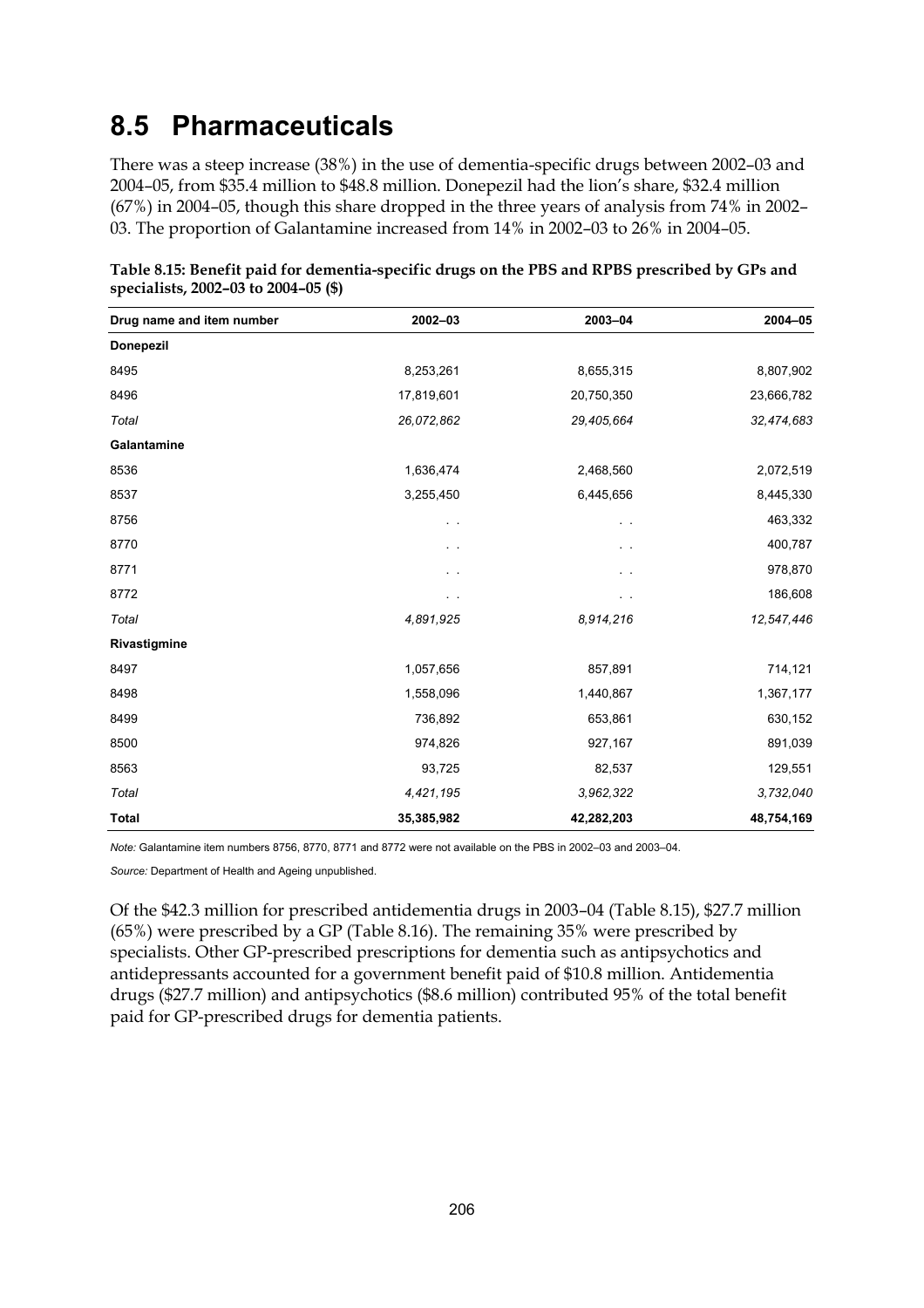## 8.5 Pharmaceuticals

There was a steep increase (38%) in the use of dementia-specific drugs between 2002–03 and 2004–05, from $35.4 million to $48.8 million. Donepezil had the lion's share, $32.4 million (67%) in 2004–05, though this share dropped in the three years of analysis from 74% in 2002–03. The proportion of Galantamine increased from 14% in 2002–03 to 26% in 2004–05.

**Table 8.15: Benefit paid for dementia-specific drugs on the PBS and RPBS prescribed by GPs and specialists, 2002–03 to 2004–05 ($)**

| Drug name and item number | 2002–03 | 2003–04 | 2004–05 |
|---|---|---|---|
| **Donepezil** | | | |
| 8495 | 8,253,261 | 8,655,315 | 8,807,902 |
| 8496 | 17,819,601 | 20,750,350 | 23,666,782 |
| *Total* | *26,072,862* | *29,405,664* | *32,474,683* |
| **Galantamine** | | | |
| 8536 | 1,636,474 | 2,468,560 | 2,072,519 |
| 8537 | 3,255,450 | 6,445,656 | 8,445,330 |
| 8756 | . . | . . | 463,332 |
| 8770 | . . | . . | 400,787 |
| 8771 | . . | . . | 978,870 |
| 8772 | . . | . . | 186,608 |
| *Total* | *4,891,925* | *8,914,216* | *12,547,446* |
| **Rivastigmine** | | | |
| 8497 | 1,057,656 | 857,891 | 714,121 |
| 8498 | 1,558,096 | 1,440,867 | 1,367,177 |
| 8499 | 736,892 | 653,861 | 630,152 |
| 8500 | 974,826 | 927,167 | 891,039 |
| 8563 | 93,725 | 82,537 | 129,551 |
| *Total* | *4,421,195* | *3,962,322* | *3,732,040* |
| **Total** | **35,385,982** | **42,282,203** | **48,754,169** |

*Note:* Galantamine item numbers 8756, 8770, 8771 and 8772 were not available on the PBS in 2002–03 and 2003–04.

*Source:* Department of Health and Ageing unpublished.

Of the $42.3 million for prescribed antidementia drugs in 2003–04 (Table 8.15), $27.7 million (65%) were prescribed by a GP (Table 8.16). The remaining 35% were prescribed by specialists. Other GP-prescribed prescriptions for dementia such as antipsychotics and antidepressants accounted for a government benefit paid of $10.8 million. Antidementia drugs ($27.7 million) and antipsychotics ($8.6 million) contributed 95% of the total benefit paid for GP-prescribed drugs for dementia patients.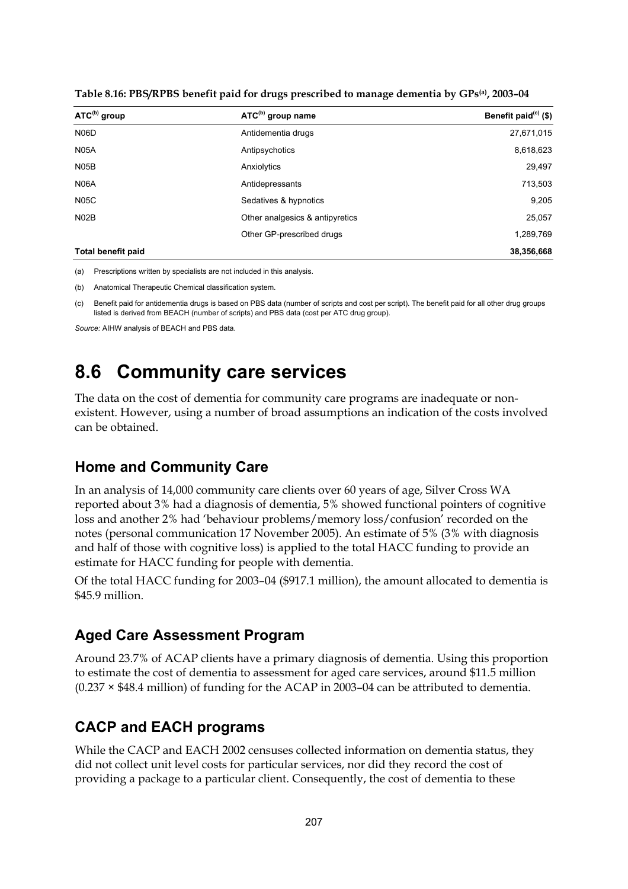**Table 8.16: PBS/RPBS benefit paid for drugs prescribed to manage dementia by GPs[(a)], 2003–04**

| ATC[(b)] group | ATC[(b)] group name | Benefit paid[(c)] ($) |
|---|---|---|
| N06D | Antidementia drugs | 27,671,015 |
| N05A | Antipsychotics | 8,618,623 |
| N05B | Anxiolytics | 29,497 |
| N06A | Antidepressants | 713,503 |
| N05C | Sedatives & hypnotics | 9,205 |
| N02B | Other analgesics & antipyretics | 25,057 |
| | Other GP-prescribed drugs | 1,289,769 |
| **Total benefit paid** | | **38,356,668** |

(a) Prescriptions written by specialists are not included in this analysis.

(b) Anatomical Therapeutic Chemical classification system.

(c) Benefit paid for antidementia drugs is based on PBS data (number of scripts and cost per script). The benefit paid for all other drug groups listed is derived from BEACH (number of scripts) and PBS data (cost per ATC drug group).

*Source:* AIHW analysis of BEACH and PBS data.

# 8.6 Community care services

The data on the cost of dementia for community care programs are inadequate or non-existent. However, using a number of broad assumptions an indication of the costs involved can be obtained.

## Home and Community Care

In an analysis of 14,000 community care clients over 60 years of age, Silver Cross WA reported about 3% had a diagnosis of dementia, 5% showed functional pointers of cognitive loss and another 2% had 'behaviour problems/memory loss/confusion' recorded on the notes (personal communication 17 November 2005). An estimate of 5% (3% with diagnosis and half of those with cognitive loss) is applied to the total HACC funding to provide an estimate for HACC funding for people with dementia.

Of the total HACC funding for 2003–04 ($917.1 million), the amount allocated to dementia is $45.9 million.

## Aged Care Assessment Program

Around 23.7% of ACAP clients have a primary diagnosis of dementia. Using this proportion to estimate the cost of dementia to assessment for aged care services, around $11.5 million (0.237 × $48.4 million) of funding for the ACAP in 2003–04 can be attributed to dementia.

## CACP and EACH programs

While the CACP and EACH 2002 censuses collected information on dementia status, they did not collect unit level costs for particular services, nor did they record the cost of providing a package to a particular client. Consequently, the cost of dementia to these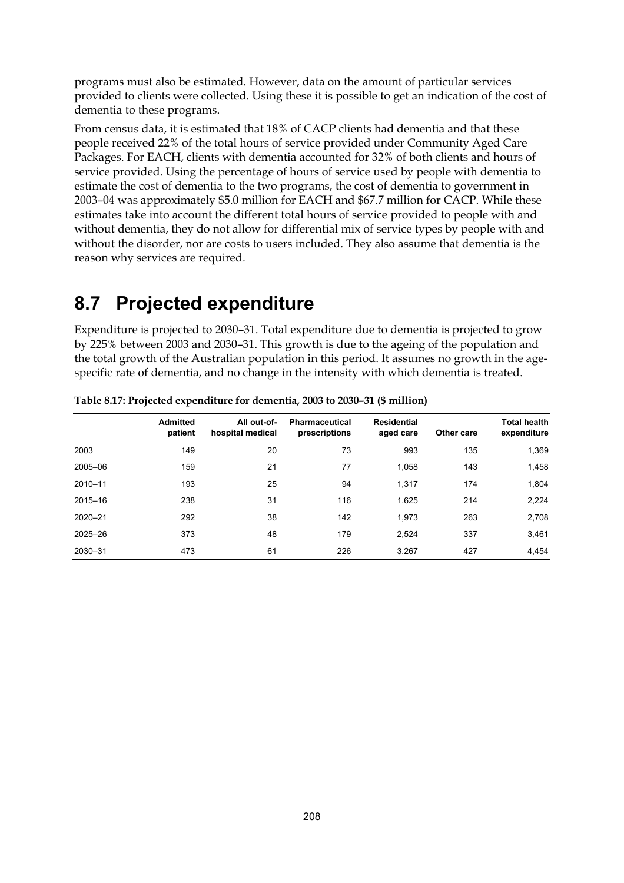programs must also be estimated. However, data on the amount of particular services provided to clients were collected. Using these it is possible to get an indication of the cost of dementia to these programs.

From census data, it is estimated that 18% of CACP clients had dementia and that these people received 22% of the total hours of service provided under Community Aged Care Packages. For EACH, clients with dementia accounted for 32% of both clients and hours of service provided. Using the percentage of hours of service used by people with dementia to estimate the cost of dementia to the two programs, the cost of dementia to government in 2003–04 was approximately $5.0 million for EACH and $67.7 million for CACP. While these estimates take into account the different total hours of service provided to people with and without dementia, they do not allow for differential mix of service types by people with and without the disorder, nor are costs to users included. They also assume that dementia is the reason why services are required.

# 8.7 Projected expenditure

Expenditure is projected to 2030–31. Total expenditure due to dementia is projected to grow by 225% between 2003 and 2030–31. This growth is due to the ageing of the population and the total growth of the Australian population in this period. It assumes no growth in the age-specific rate of dementia, and no change in the intensity with which dementia is treated.

**Table 8.17: Projected expenditure for dementia, 2003 to 2030–31 ($ million)**

| | Admitted patient | All out-of-hospital medical | Pharmaceutical prescriptions | Residential aged care | Other care | Total health expenditure |
|---|---|---|---|---|---|---|
| 2003 | 149 | 20 | 73 | 993 | 135 | 1,369 |
| 2005–06 | 159 | 21 | 77 | 1,058 | 143 | 1,458 |
| 2010–11 | 193 | 25 | 94 | 1,317 | 174 | 1,804 |
| 2015–16 | 238 | 31 | 116 | 1,625 | 214 | 2,224 |
| 2020–21 | 292 | 38 | 142 | 1,973 | 263 | 2,708 |
| 2025–26 | 373 | 48 | 179 | 2,524 | 337 | 3,461 |
| 2030–31 | 473 | 61 | 226 | 3,267 | 427 | 4,454 |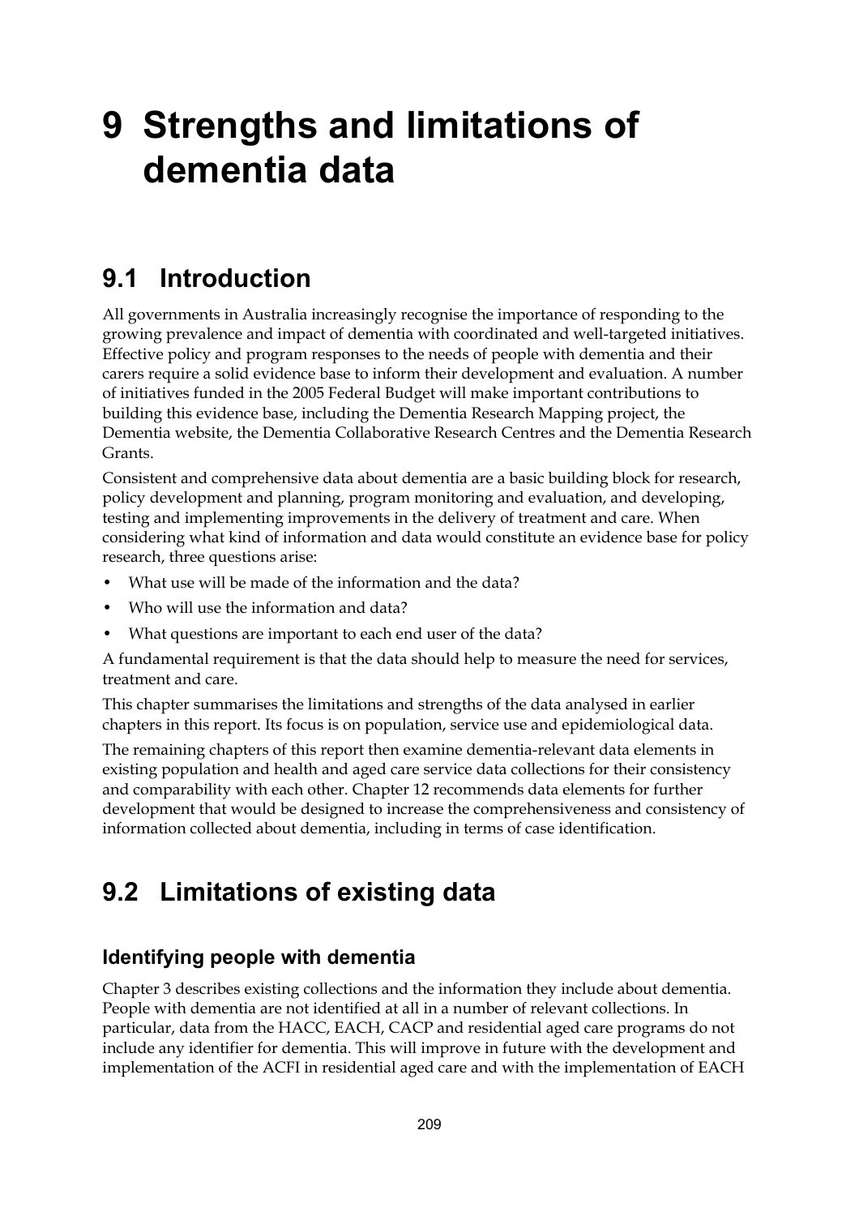# 9 Strengths and limitations of dementia data

## 9.1 Introduction

All governments in Australia increasingly recognise the importance of responding to the growing prevalence and impact of dementia with coordinated and well-targeted initiatives. Effective policy and program responses to the needs of people with dementia and their carers require a solid evidence base to inform their development and evaluation. A number of initiatives funded in the 2005 Federal Budget will make important contributions to building this evidence base, including the Dementia Research Mapping project, the Dementia website, the Dementia Collaborative Research Centres and the Dementia Research Grants.

Consistent and comprehensive data about dementia are a basic building block for research, policy development and planning, program monitoring and evaluation, and developing, testing and implementing improvements in the delivery of treatment and care. When considering what kind of information and data would constitute an evidence base for policy research, three questions arise:

- What use will be made of the information and the data?
- Who will use the information and data?
- What questions are important to each end user of the data?

A fundamental requirement is that the data should help to measure the need for services, treatment and care.

This chapter summarises the limitations and strengths of the data analysed in earlier chapters in this report. Its focus is on population, service use and epidemiological data.

The remaining chapters of this report then examine dementia-relevant data elements in existing population and health and aged care service data collections for their consistency and comparability with each other. Chapter 12 recommends data elements for further development that would be designed to increase the comprehensiveness and consistency of information collected about dementia, including in terms of case identification.

## 9.2 Limitations of existing data

### Identifying people with dementia

Chapter 3 describes existing collections and the information they include about dementia. People with dementia are not identified at all in a number of relevant collections. In particular, data from the HACC, EACH, CACP and residential aged care programs do not include any identifier for dementia. This will improve in future with the development and implementation of the ACFI in residential aged care and with the implementation of EACH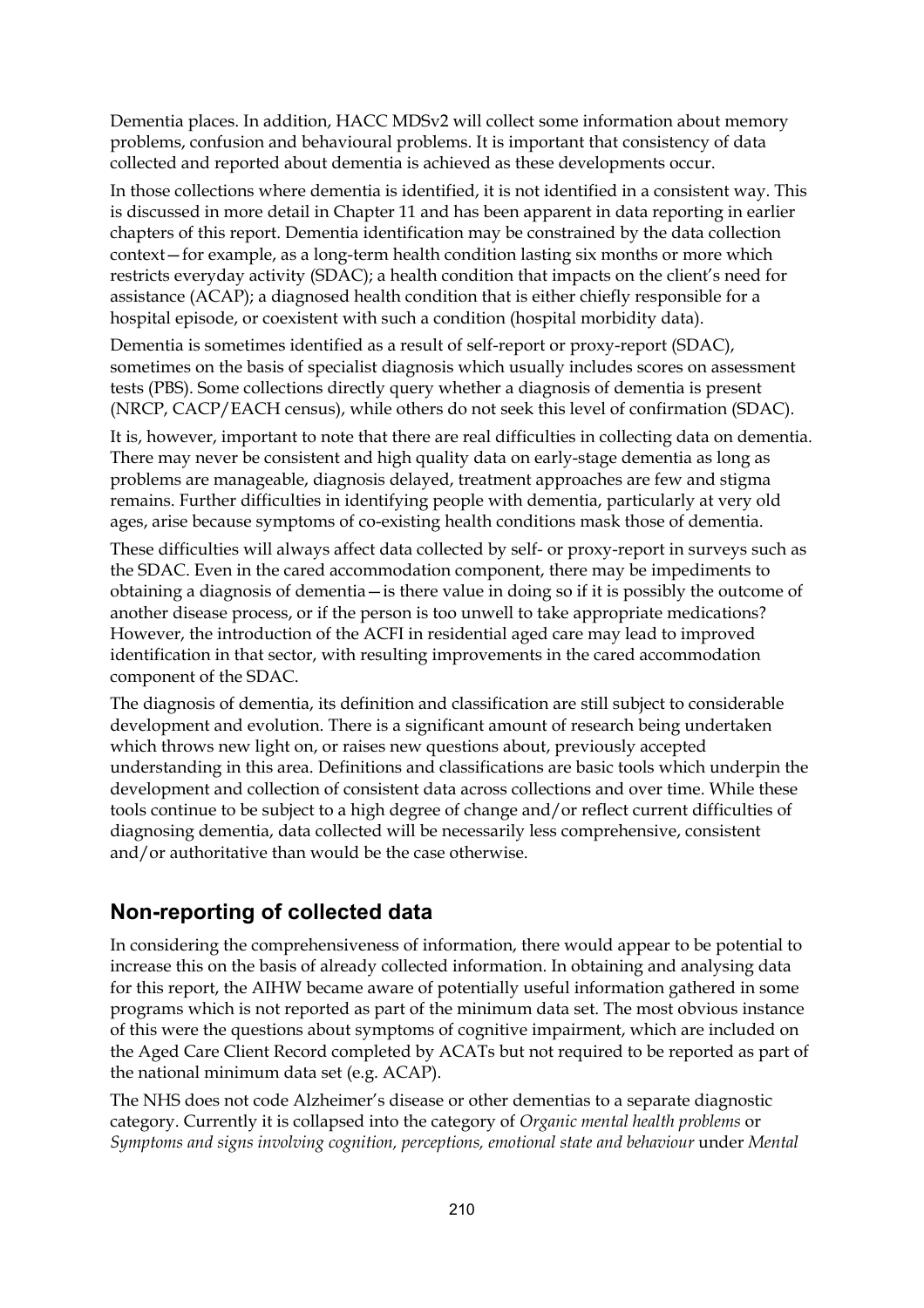Dementia places. In addition, HACC MDSv2 will collect some information about memory problems, confusion and behavioural problems. It is important that consistency of data collected and reported about dementia is achieved as these developments occur.

In those collections where dementia is identified, it is not identified in a consistent way. This is discussed in more detail in Chapter 11 and has been apparent in data reporting in earlier chapters of this report. Dementia identification may be constrained by the data collection context—for example, as a long-term health condition lasting six months or more which restricts everyday activity (SDAC); a health condition that impacts on the client's need for assistance (ACAP); a diagnosed health condition that is either chiefly responsible for a hospital episode, or coexistent with such a condition (hospital morbidity data).

Dementia is sometimes identified as a result of self-report or proxy-report (SDAC), sometimes on the basis of specialist diagnosis which usually includes scores on assessment tests (PBS). Some collections directly query whether a diagnosis of dementia is present (NRCP, CACP/EACH census), while others do not seek this level of confirmation (SDAC).

It is, however, important to note that there are real difficulties in collecting data on dementia. There may never be consistent and high quality data on early-stage dementia as long as problems are manageable, diagnosis delayed, treatment approaches are few and stigma remains. Further difficulties in identifying people with dementia, particularly at very old ages, arise because symptoms of co-existing health conditions mask those of dementia.

These difficulties will always affect data collected by self- or proxy-report in surveys such as the SDAC. Even in the cared accommodation component, there may be impediments to obtaining a diagnosis of dementia—is there value in doing so if it is possibly the outcome of another disease process, or if the person is too unwell to take appropriate medications? However, the introduction of the ACFI in residential aged care may lead to improved identification in that sector, with resulting improvements in the cared accommodation component of the SDAC.

The diagnosis of dementia, its definition and classification are still subject to considerable development and evolution. There is a significant amount of research being undertaken which throws new light on, or raises new questions about, previously accepted understanding in this area. Definitions and classifications are basic tools which underpin the development and collection of consistent data across collections and over time. While these tools continue to be subject to a high degree of change and/or reflect current difficulties of diagnosing dementia, data collected will be necessarily less comprehensive, consistent and/or authoritative than would be the case otherwise.

## Non-reporting of collected data

In considering the comprehensiveness of information, there would appear to be potential to increase this on the basis of already collected information. In obtaining and analysing data for this report, the AIHW became aware of potentially useful information gathered in some programs which is not reported as part of the minimum data set. The most obvious instance of this were the questions about symptoms of cognitive impairment, which are included on the Aged Care Client Record completed by ACATs but not required to be reported as part of the national minimum data set (e.g. ACAP).

The NHS does not code Alzheimer's disease or other dementias to a separate diagnostic category. Currently it is collapsed into the category of *Organic mental health problems* or *Symptoms and signs involving cognition, perceptions, emotional state and behaviour* under *Mental*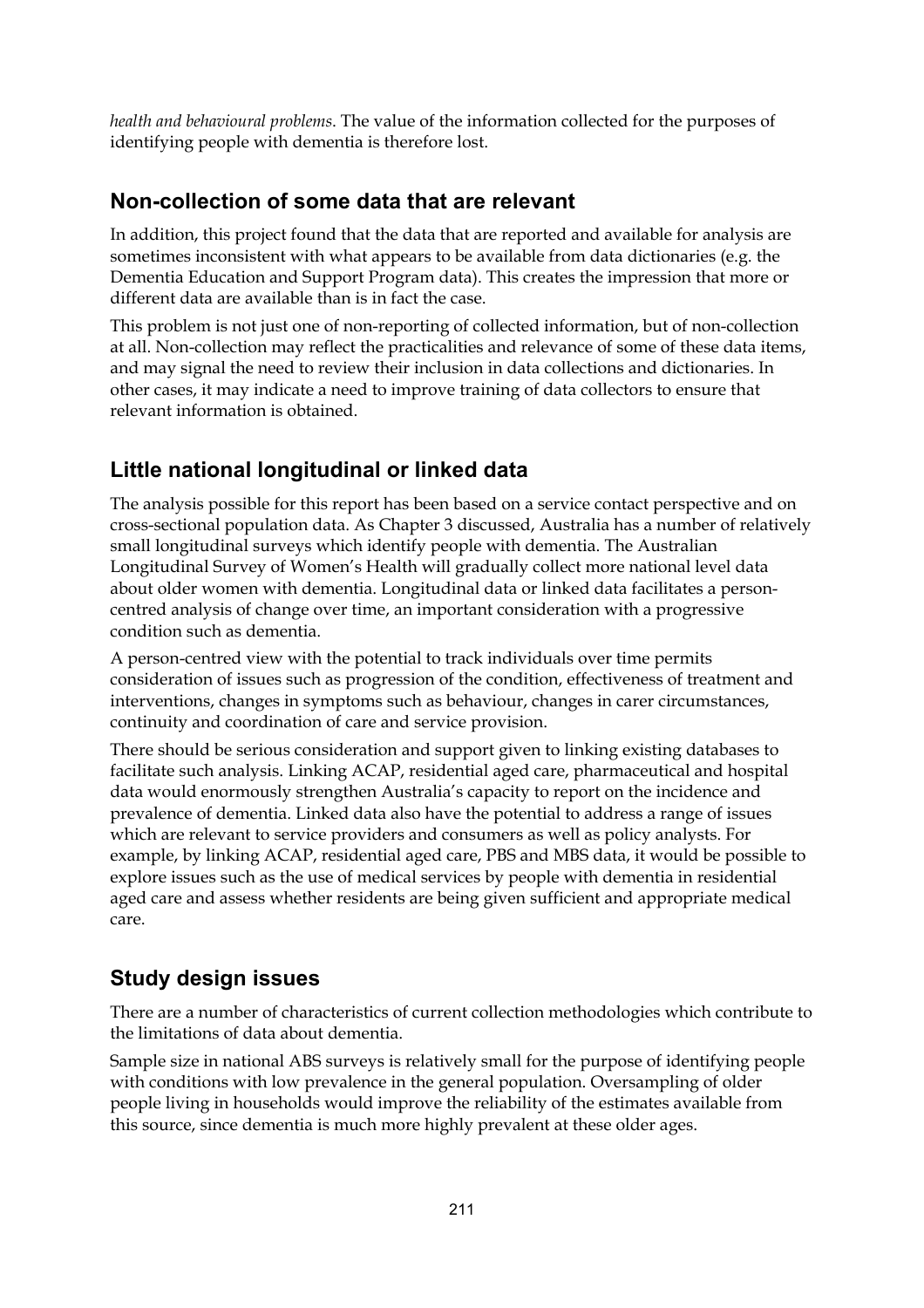*health and behavioural problems*. The value of the information collected for the purposes of identifying people with dementia is therefore lost.

## Non-collection of some data that are relevant

In addition, this project found that the data that are reported and available for analysis are sometimes inconsistent with what appears to be available from data dictionaries (e.g. the Dementia Education and Support Program data). This creates the impression that more or different data are available than is in fact the case.

This problem is not just one of non-reporting of collected information, but of non-collection at all. Non-collection may reflect the practicalities and relevance of some of these data items, and may signal the need to review their inclusion in data collections and dictionaries. In other cases, it may indicate a need to improve training of data collectors to ensure that relevant information is obtained.

## Little national longitudinal or linked data

The analysis possible for this report has been based on a service contact perspective and on cross-sectional population data. As Chapter 3 discussed, Australia has a number of relatively small longitudinal surveys which identify people with dementia. The Australian Longitudinal Survey of Women's Health will gradually collect more national level data about older women with dementia. Longitudinal data or linked data facilitates a person-centred analysis of change over time, an important consideration with a progressive condition such as dementia.

A person-centred view with the potential to track individuals over time permits consideration of issues such as progression of the condition, effectiveness of treatment and interventions, changes in symptoms such as behaviour, changes in carer circumstances, continuity and coordination of care and service provision.

There should be serious consideration and support given to linking existing databases to facilitate such analysis. Linking ACAP, residential aged care, pharmaceutical and hospital data would enormously strengthen Australia's capacity to report on the incidence and prevalence of dementia. Linked data also have the potential to address a range of issues which are relevant to service providers and consumers as well as policy analysts. For example, by linking ACAP, residential aged care, PBS and MBS data, it would be possible to explore issues such as the use of medical services by people with dementia in residential aged care and assess whether residents are being given sufficient and appropriate medical care.

## Study design issues

There are a number of characteristics of current collection methodologies which contribute to the limitations of data about dementia.

Sample size in national ABS surveys is relatively small for the purpose of identifying people with conditions with low prevalence in the general population. Oversampling of older people living in households would improve the reliability of the estimates available from this source, since dementia is much more highly prevalent at these older ages.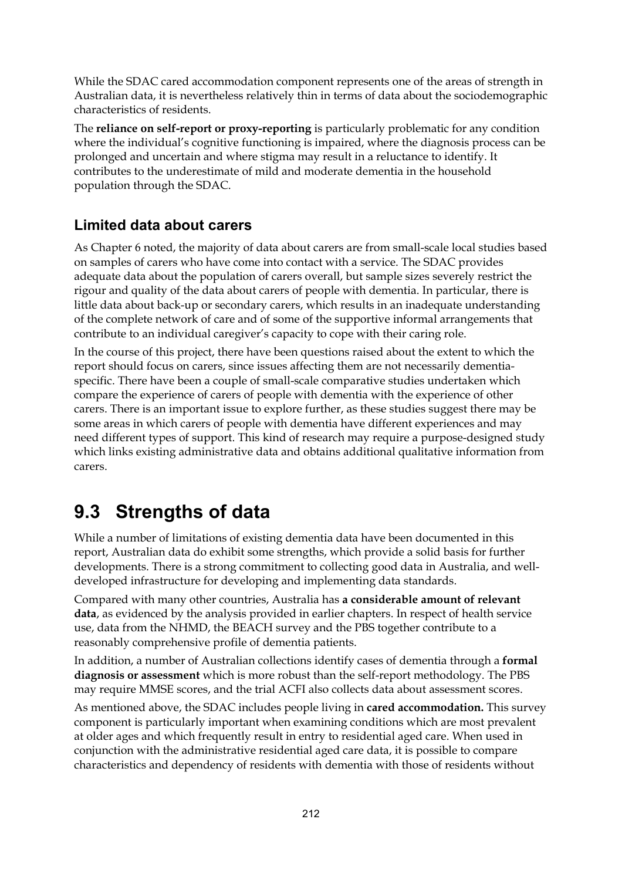While the SDAC cared accommodation component represents one of the areas of strength in Australian data, it is nevertheless relatively thin in terms of data about the sociodemographic characteristics of residents.

The **reliance on self-report or proxy-reporting** is particularly problematic for any condition where the individual's cognitive functioning is impaired, where the diagnosis process can be prolonged and uncertain and where stigma may result in a reluctance to identify. It contributes to the underestimate of mild and moderate dementia in the household population through the SDAC.

### Limited data about carers

As Chapter 6 noted, the majority of data about carers are from small-scale local studies based on samples of carers who have come into contact with a service. The SDAC provides adequate data about the population of carers overall, but sample sizes severely restrict the rigour and quality of the data about carers of people with dementia. In particular, there is little data about back-up or secondary carers, which results in an inadequate understanding of the complete network of care and of some of the supportive informal arrangements that contribute to an individual caregiver's capacity to cope with their caring role.

In the course of this project, there have been questions raised about the extent to which the report should focus on carers, since issues affecting them are not necessarily dementia-specific. There have been a couple of small-scale comparative studies undertaken which compare the experience of carers of people with dementia with the experience of other carers. There is an important issue to explore further, as these studies suggest there may be some areas in which carers of people with dementia have different experiences and may need different types of support. This kind of research may require a purpose-designed study which links existing administrative data and obtains additional qualitative information from carers.

## 9.3 Strengths of data

While a number of limitations of existing dementia data have been documented in this report, Australian data do exhibit some strengths, which provide a solid basis for further developments. There is a strong commitment to collecting good data in Australia, and well-developed infrastructure for developing and implementing data standards.

Compared with many other countries, Australia has **a considerable amount of relevant data**, as evidenced by the analysis provided in earlier chapters. In respect of health service use, data from the NHMD, the BEACH survey and the PBS together contribute to a reasonably comprehensive profile of dementia patients.

In addition, a number of Australian collections identify cases of dementia through a **formal diagnosis or assessment** which is more robust than the self-report methodology. The PBS may require MMSE scores, and the trial ACFI also collects data about assessment scores.

As mentioned above, the SDAC includes people living in **cared accommodation.** This survey component is particularly important when examining conditions which are most prevalent at older ages and which frequently result in entry to residential aged care. When used in conjunction with the administrative residential aged care data, it is possible to compare characteristics and dependency of residents with dementia with those of residents without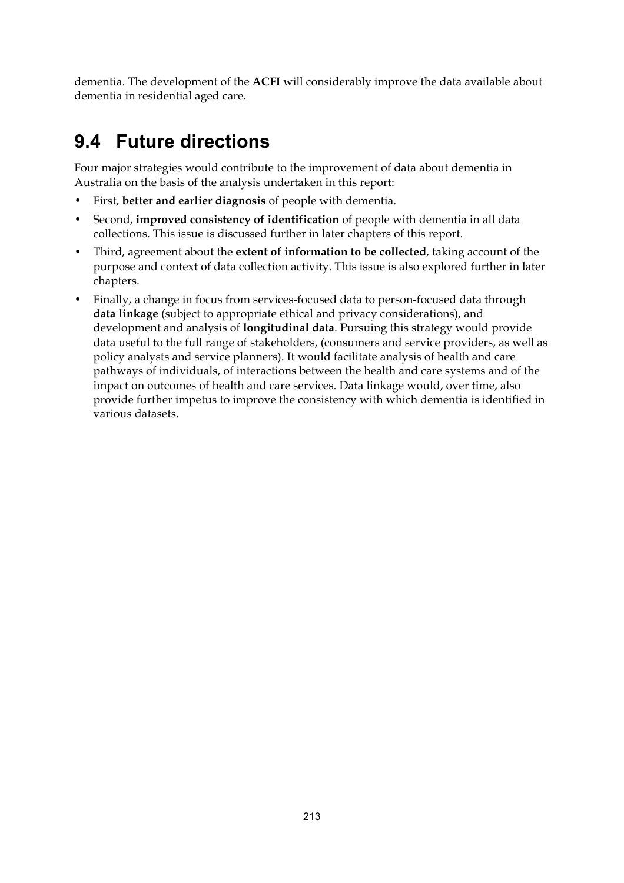dementia. The development of the **ACFI** will considerably improve the data available about dementia in residential aged care.

## 9.4 Future directions

Four major strategies would contribute to the improvement of data about dementia in Australia on the basis of the analysis undertaken in this report:

- First, **better and earlier diagnosis** of people with dementia.
- Second, **improved consistency of identification** of people with dementia in all data collections. This issue is discussed further in later chapters of this report.
- Third, agreement about the **extent of information to be collected**, taking account of the purpose and context of data collection activity. This issue is also explored further in later chapters.
- Finally, a change in focus from services-focused data to person-focused data through **data linkage** (subject to appropriate ethical and privacy considerations), and development and analysis of **longitudinal data**. Pursuing this strategy would provide data useful to the full range of stakeholders, (consumers and service providers, as well as policy analysts and service planners). It would facilitate analysis of health and care pathways of individuals, of interactions between the health and care systems and of the impact on outcomes of health and care services. Data linkage would, over time, also provide further impetus to improve the consistency with which dementia is identified in various datasets.